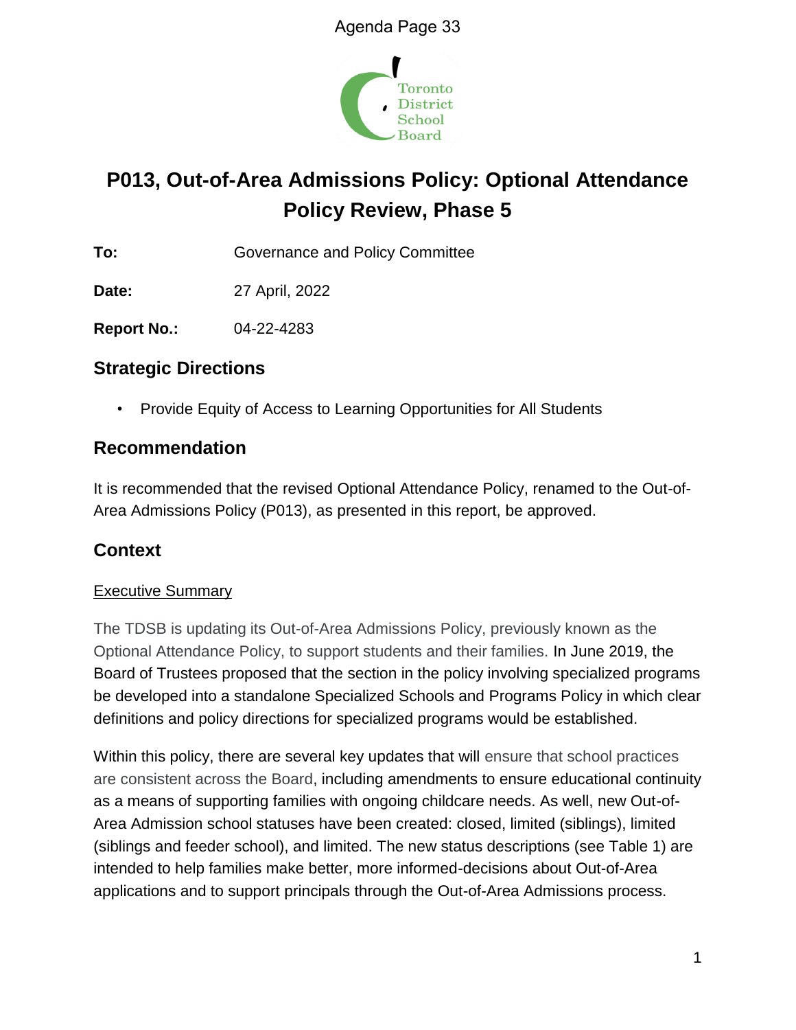# P013, Out-of-Area Admissions Policy: Optional Attendance Policy Review, Phase 5

**To:** Governance and Policy Committee

**Date:** 27 April, 2022

**Report No.:** 04-22-4283

## Strategic Directions

- Provide Equity of Access to Learning Opportunities for All Students

## Recommendation

It is recommended that the revised Optional Attendance Policy, renamed to the Out-of-Area Admissions Policy (P013), as presented in this report, be approved.

## Context

### Executive Summary

The TDSB is updating its Out-of-Area Admissions Policy, previously known as the Optional Attendance Policy, to support students and their families. In June 2019, the Board of Trustees proposed that the section in the policy involving specialized programs be developed into a standalone Specialized Schools and Programs Policy in which clear definitions and policy directions for specialized programs would be established.

Within this policy, there are several key updates that will ensure that school practices are consistent across the Board, including amendments to ensure educational continuity as a means of supporting families with ongoing childcare needs. As well, new Out-of-Area Admission school statuses have been created: closed, limited (siblings), limited (siblings and feeder school), and limited. The new status descriptions (see Table 1) are intended to help families make better, more informed-decisions about Out-of-Area applications and to support principals through the Out-of-Area Admissions process.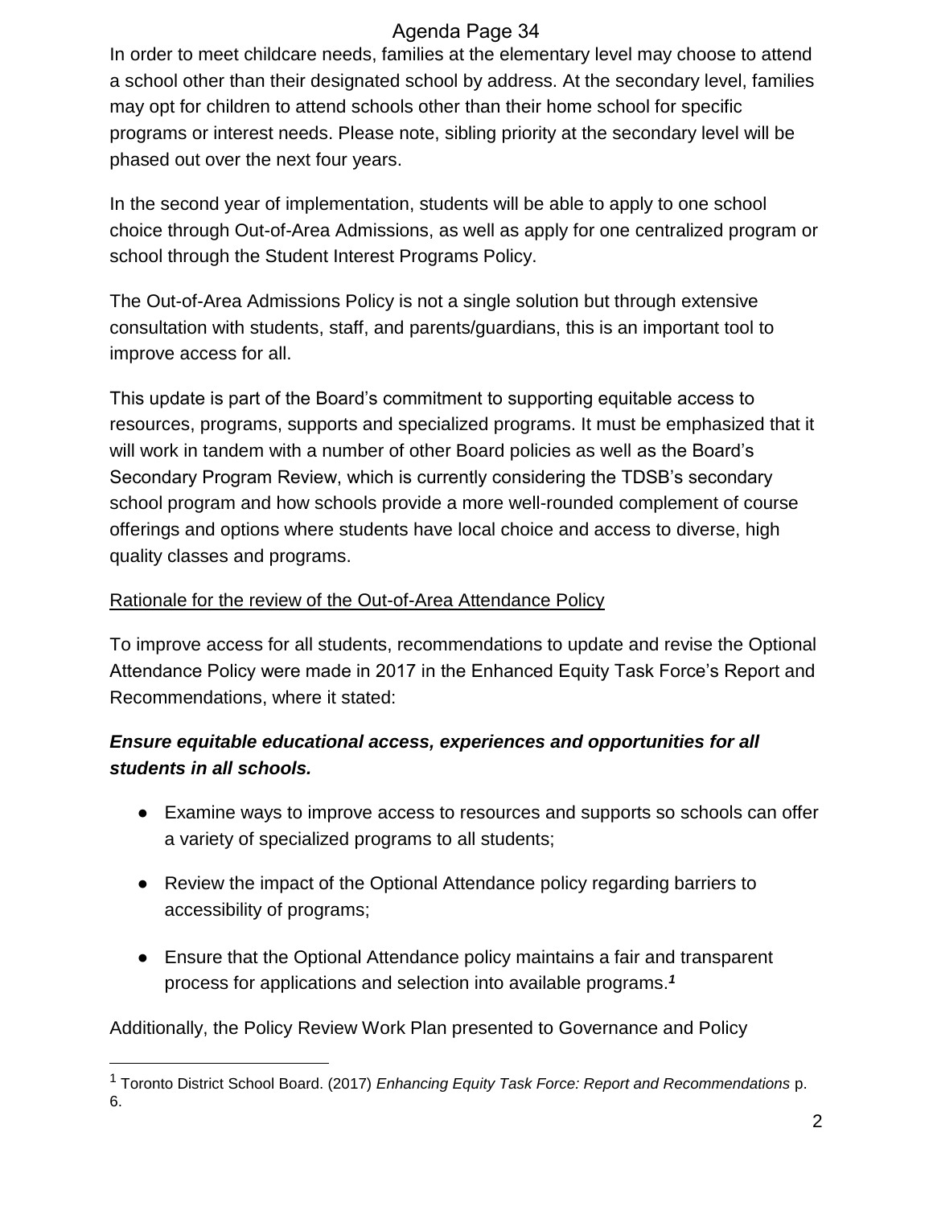In order to meet childcare needs, families at the elementary level may choose to attend a school other than their designated school by address. At the secondary level, families may opt for children to attend schools other than their home school for specific programs or interest needs. Please note, sibling priority at the secondary level will be phased out over the next four years.

In the second year of implementation, students will be able to apply to one school choice through Out-of-Area Admissions, as well as apply for one centralized program or school through the Student Interest Programs Policy.

The Out-of-Area Admissions Policy is not a single solution but through extensive consultation with students, staff, and parents/guardians, this is an important tool to improve access for all.

This update is part of the Board's commitment to supporting equitable access to resources, programs, supports and specialized programs. It must be emphasized that it will work in tandem with a number of other Board policies as well as the Board's Secondary Program Review, which is currently considering the TDSB's secondary school program and how schools provide a more well-rounded complement of course offerings and options where students have local choice and access to diverse, high quality classes and programs.

Rationale for the review of the Out-of-Area Attendance Policy

To improve access for all students, recommendations to update and revise the Optional Attendance Policy were made in 2017 in the Enhanced Equity Task Force's Report and Recommendations, where it stated:

***Ensure equitable educational access, experiences and opportunities for all students in all schools.***

- Examine ways to improve access to resources and supports so schools can offer a variety of specialized programs to all students;
- Review the impact of the Optional Attendance policy regarding barriers to accessibility of programs;
- Ensure that the Optional Attendance policy maintains a fair and transparent process for applications and selection into available programs.[1]

Additionally, the Policy Review Work Plan presented to Governance and Policy

[1] Toronto District School Board. (2017) *Enhancing Equity Task Force: Report and Recommendations* p. 6.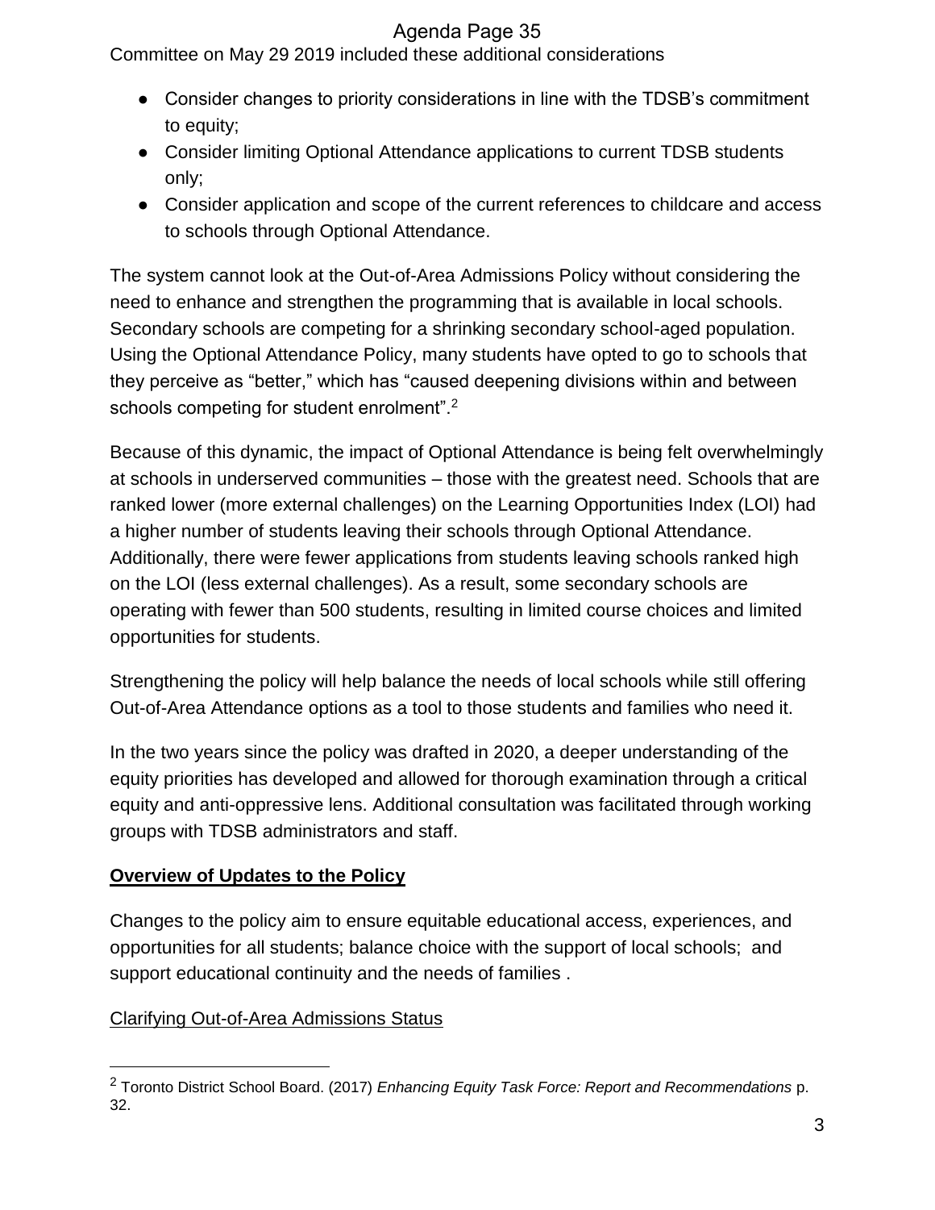Committee on May 29 2019 included these additional considerations

- Consider changes to priority considerations in line with the TDSB's commitment to equity;
- Consider limiting Optional Attendance applications to current TDSB students only;
- Consider application and scope of the current references to childcare and access to schools through Optional Attendance.

The system cannot look at the Out-of-Area Admissions Policy without considering the need to enhance and strengthen the programming that is available in local schools. Secondary schools are competing for a shrinking secondary school-aged population. Using the Optional Attendance Policy, many students have opted to go to schools that they perceive as "better," which has "caused deepening divisions within and between schools competing for student enrolment".[2]

Because of this dynamic, the impact of Optional Attendance is being felt overwhelmingly at schools in underserved communities – those with the greatest need. Schools that are ranked lower (more external challenges) on the Learning Opportunities Index (LOI) had a higher number of students leaving their schools through Optional Attendance. Additionally, there were fewer applications from students leaving schools ranked high on the LOI (less external challenges). As a result, some secondary schools are operating with fewer than 500 students, resulting in limited course choices and limited opportunities for students.

Strengthening the policy will help balance the needs of local schools while still offering Out-of-Area Attendance options as a tool to those students and families who need it.

In the two years since the policy was drafted in 2020, a deeper understanding of the equity priorities has developed and allowed for thorough examination through a critical equity and anti-oppressive lens. Additional consultation was facilitated through working groups with TDSB administrators and staff.

## **Overview of Updates to the Policy**

Changes to the policy aim to ensure equitable educational access, experiences, and opportunities for all students; balance choice with the support of local schools; and support educational continuity and the needs of families .

### Clarifying Out-of-Area Admissions Status

---

[2] Toronto District School Board. (2017) *Enhancing Equity Task Force: Report and Recommendations* p. 32.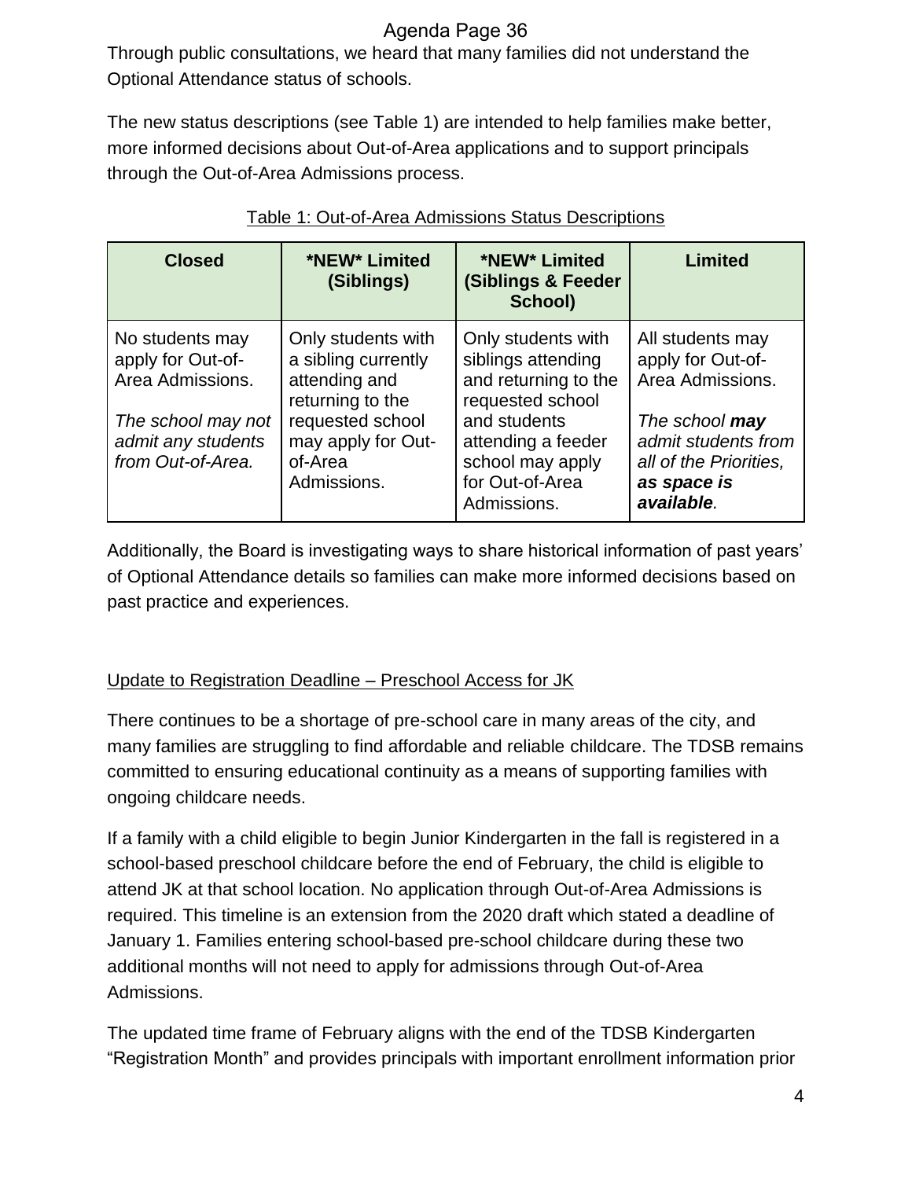Through public consultations, we heard that many families did not understand the Optional Attendance status of schools.

The new status descriptions (see Table 1) are intended to help families make better, more informed decisions about Out-of-Area applications and to support principals through the Out-of-Area Admissions process.

Table 1: Out-of-Area Admissions Status Descriptions

| Closed | *NEW* Limited (Siblings) | *NEW* Limited (Siblings & Feeder School) | Limited |
|---|---|---|---|
| No students may apply for Out-of-Area Admissions.<br><br>*The school may not admit any students from Out-of-Area.* | Only students with a sibling currently attending and returning to the requested school may apply for Out-of-Area Admissions. | Only students with siblings attending and returning to the requested school and students attending a feeder school may apply for Out-of-Area Admissions. | All students may apply for Out-of-Area Admissions.<br><br>*The school **may** admit students from all of the Priorities, **as space is available**.* |

Additionally, the Board is investigating ways to share historical information of past years' of Optional Attendance details so families can make more informed decisions based on past practice and experiences.

## Update to Registration Deadline – Preschool Access for JK

There continues to be a shortage of pre-school care in many areas of the city, and many families are struggling to find affordable and reliable childcare. The TDSB remains committed to ensuring educational continuity as a means of supporting families with ongoing childcare needs.

If a family with a child eligible to begin Junior Kindergarten in the fall is registered in a school-based preschool childcare before the end of February, the child is eligible to attend JK at that school location. No application through Out-of-Area Admissions is required. This timeline is an extension from the 2020 draft which stated a deadline of January 1. Families entering school-based pre-school childcare during these two additional months will not need to apply for admissions through Out-of-Area Admissions.

The updated time frame of February aligns with the end of the TDSB Kindergarten "Registration Month" and provides principals with important enrollment information prior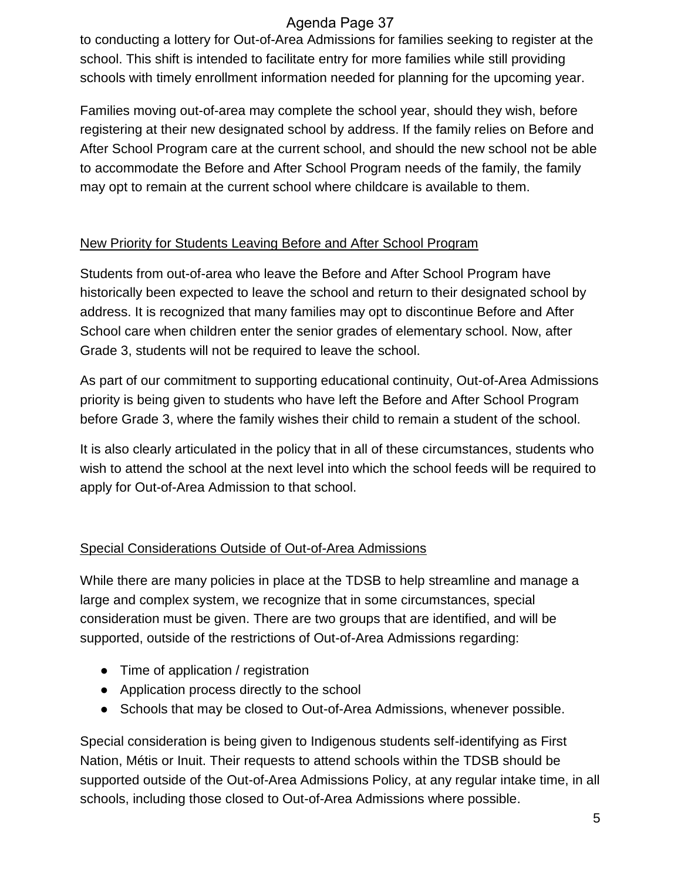to conducting a lottery for Out-of-Area Admissions for families seeking to register at the school. This shift is intended to facilitate entry for more families while still providing schools with timely enrollment information needed for planning for the upcoming year.

Families moving out-of-area may complete the school year, should they wish, before registering at their new designated school by address. If the family relies on Before and After School Program care at the current school, and should the new school not be able to accommodate the Before and After School Program needs of the family, the family may opt to remain at the current school where childcare is available to them.

<u>New Priority for Students Leaving Before and After School Program</u>

Students from out-of-area who leave the Before and After School Program have historically been expected to leave the school and return to their designated school by address. It is recognized that many families may opt to discontinue Before and After School care when children enter the senior grades of elementary school. Now, after Grade 3, students will not be required to leave the school.

As part of our commitment to supporting educational continuity, Out-of-Area Admissions priority is being given to students who have left the Before and After School Program before Grade 3, where the family wishes their child to remain a student of the school.

It is also clearly articulated in the policy that in all of these circumstances, students who wish to attend the school at the next level into which the school feeds will be required to apply for Out-of-Area Admission to that school.

<u>Special Considerations Outside of Out-of-Area Admissions</u>

While there are many policies in place at the TDSB to help streamline and manage a large and complex system, we recognize that in some circumstances, special consideration must be given. There are two groups that are identified, and will be supported, outside of the restrictions of Out-of-Area Admissions regarding:

- Time of application / registration
- Application process directly to the school
- Schools that may be closed to Out-of-Area Admissions, whenever possible.

Special consideration is being given to Indigenous students self-identifying as First Nation, Métis or Inuit. Their requests to attend schools within the TDSB should be supported outside of the Out-of-Area Admissions Policy, at any regular intake time, in all schools, including those closed to Out-of-Area Admissions where possible.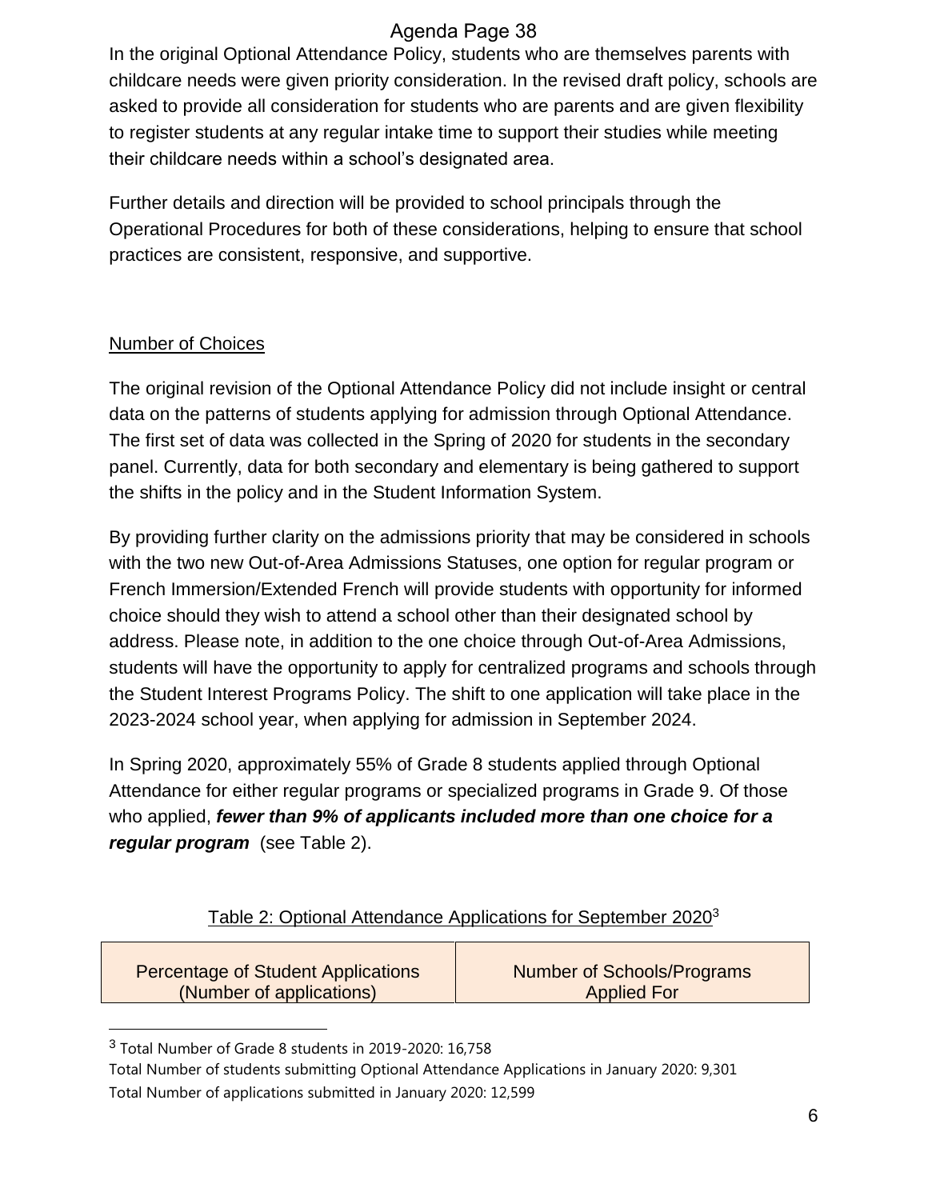In the original Optional Attendance Policy, students who are themselves parents with childcare needs were given priority consideration. In the revised draft policy, schools are asked to provide all consideration for students who are parents and are given flexibility to register students at any regular intake time to support their studies while meeting their childcare needs within a school's designated area.

Further details and direction will be provided to school principals through the Operational Procedures for both of these considerations, helping to ensure that school practices are consistent, responsive, and supportive.

## Number of Choices

The original revision of the Optional Attendance Policy did not include insight or central data on the patterns of students applying for admission through Optional Attendance. The first set of data was collected in the Spring of 2020 for students in the secondary panel. Currently, data for both secondary and elementary is being gathered to support the shifts in the policy and in the Student Information System.

By providing further clarity on the admissions priority that may be considered in schools with the two new Out-of-Area Admissions Statuses, one option for regular program or French Immersion/Extended French will provide students with opportunity for informed choice should they wish to attend a school other than their designated school by address. Please note, in addition to the one choice through Out-of-Area Admissions, students will have the opportunity to apply for centralized programs and schools through the Student Interest Programs Policy. The shift to one application will take place in the 2023-2024 school year, when applying for admission in September 2024.

In Spring 2020, approximately 55% of Grade 8 students applied through Optional Attendance for either regular programs or specialized programs in Grade 9. Of those who applied, ***fewer than 9% of applicants included more than one choice for a regular program*** (see Table 2).

Table 2: Optional Attendance Applications for September 2020[3]

| Percentage of Student Applications (Number of applications) | Number of Schools/Programs Applied For |
|---|---|

[3] Total Number of Grade 8 students in 2019-2020: 16,758
Total Number of students submitting Optional Attendance Applications in January 2020: 9,301
Total Number of applications submitted in January 2020: 12,599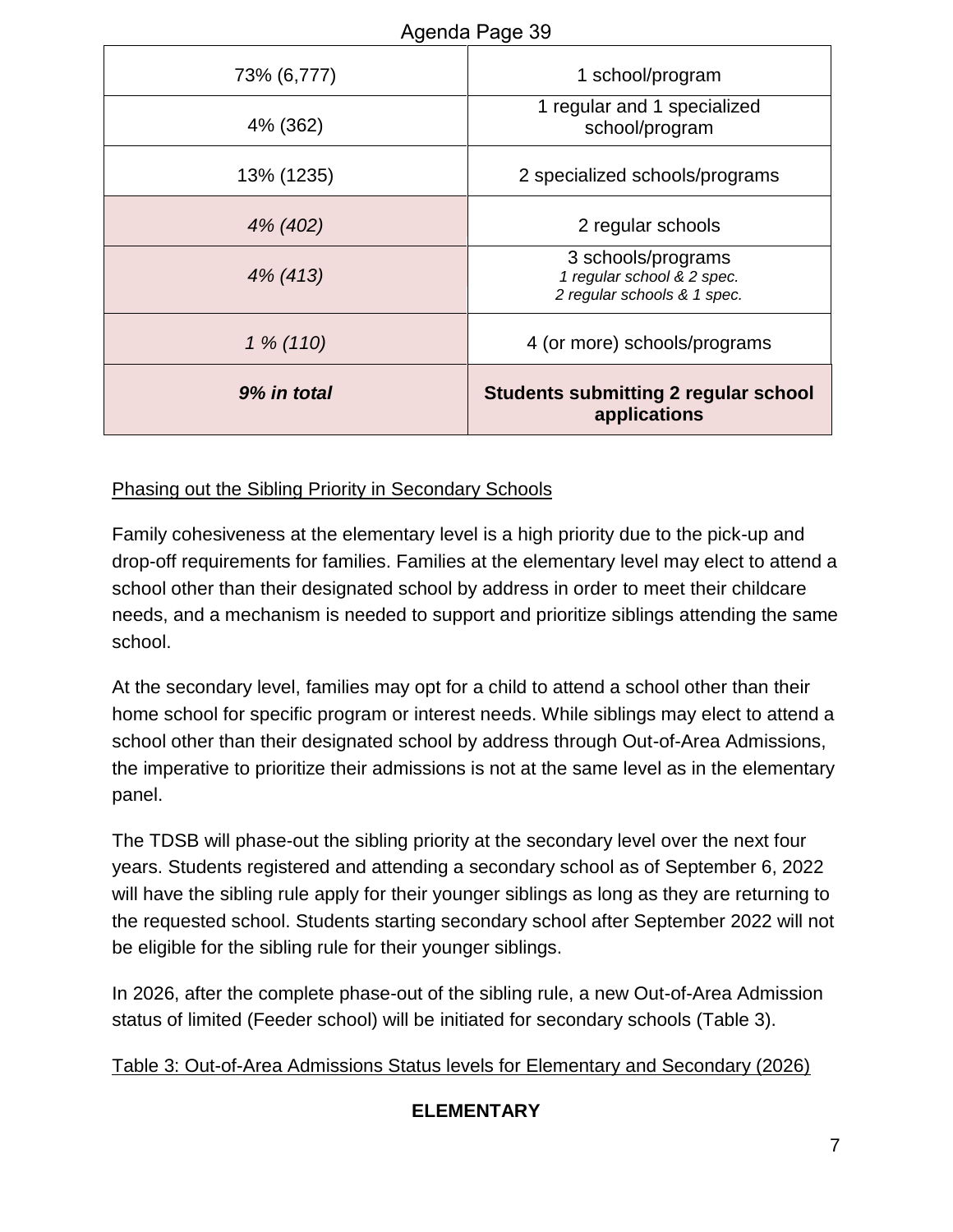| | |
|---|---|
| 73% (6,777) | 1 school/program |
| 4% (362) | 1 regular and 1 specialized school/program |
| 13% (1235) | 2 specialized schools/programs |
| *4% (402)* | 2 regular schools |
| *4% (413)* | 3 schools/programs<br>*1 regular school & 2 spec.*<br>*2 regular schools & 1 spec.* |
| *1 % (110)* | 4 (or more) schools/programs |
| ***9% in total*** | **Students submitting 2 regular school applications** |

Phasing out the Sibling Priority in Secondary Schools

Family cohesiveness at the elementary level is a high priority due to the pick-up and drop-off requirements for families. Families at the elementary level may elect to attend a school other than their designated school by address in order to meet their childcare needs, and a mechanism is needed to support and prioritize siblings attending the same school.

At the secondary level, families may opt for a child to attend a school other than their home school for specific program or interest needs. While siblings may elect to attend a school other than their designated school by address through Out-of-Area Admissions, the imperative to prioritize their admissions is not at the same level as in the elementary panel.

The TDSB will phase-out the sibling priority at the secondary level over the next four years. Students registered and attending a secondary school as of September 6, 2022 will have the sibling rule apply for their younger siblings as long as they are returning to the requested school. Students starting secondary school after September 2022 will not be eligible for the sibling rule for their younger siblings.

In 2026, after the complete phase-out of the sibling rule, a new Out-of-Area Admission status of limited (Feeder school) will be initiated for secondary schools (Table 3).

Table 3: Out-of-Area Admissions Status levels for Elementary and Secondary (2026)

**ELEMENTARY**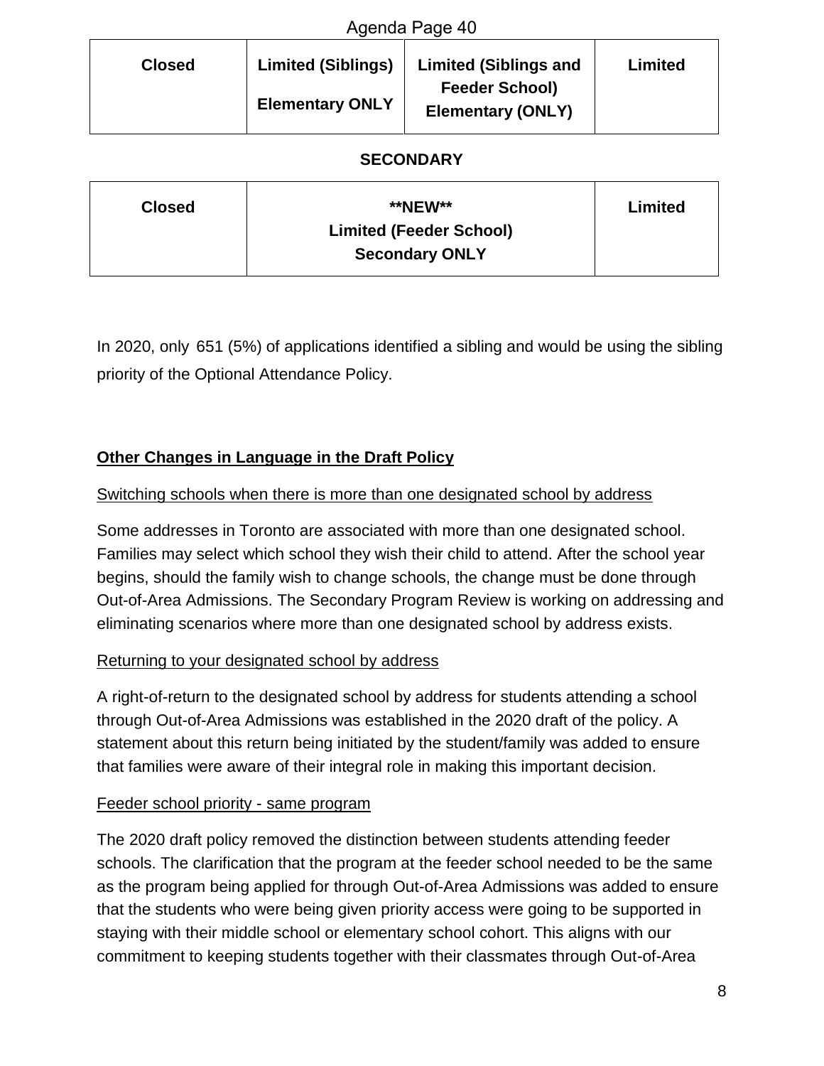| Closed | Limited (Siblings) Elementary ONLY | Limited (Siblings and Feeder School) Elementary (ONLY) | Limited |
|---|---|---|---|

**SECONDARY**

| Closed | **NEW** Limited (Feeder School) Secondary ONLY | Limited |
|---|---|---|

In 2020, only 651 (5%) of applications identified a sibling and would be using the sibling priority of the Optional Attendance Policy.

## Other Changes in Language in the Draft Policy

### Switching schools when there is more than one designated school by address

Some addresses in Toronto are associated with more than one designated school. Families may select which school they wish their child to attend. After the school year begins, should the family wish to change schools, the change must be done through Out-of-Area Admissions. The Secondary Program Review is working on addressing and eliminating scenarios where more than one designated school by address exists.

### Returning to your designated school by address

A right-of-return to the designated school by address for students attending a school through Out-of-Area Admissions was established in the 2020 draft of the policy. A statement about this return being initiated by the student/family was added to ensure that families were aware of their integral role in making this important decision.

### Feeder school priority - same program

The 2020 draft policy removed the distinction between students attending feeder schools. The clarification that the program at the feeder school needed to be the same as the program being applied for through Out-of-Area Admissions was added to ensure that the students who were being given priority access were going to be supported in staying with their middle school or elementary school cohort. This aligns with our commitment to keeping students together with their classmates through Out-of-Area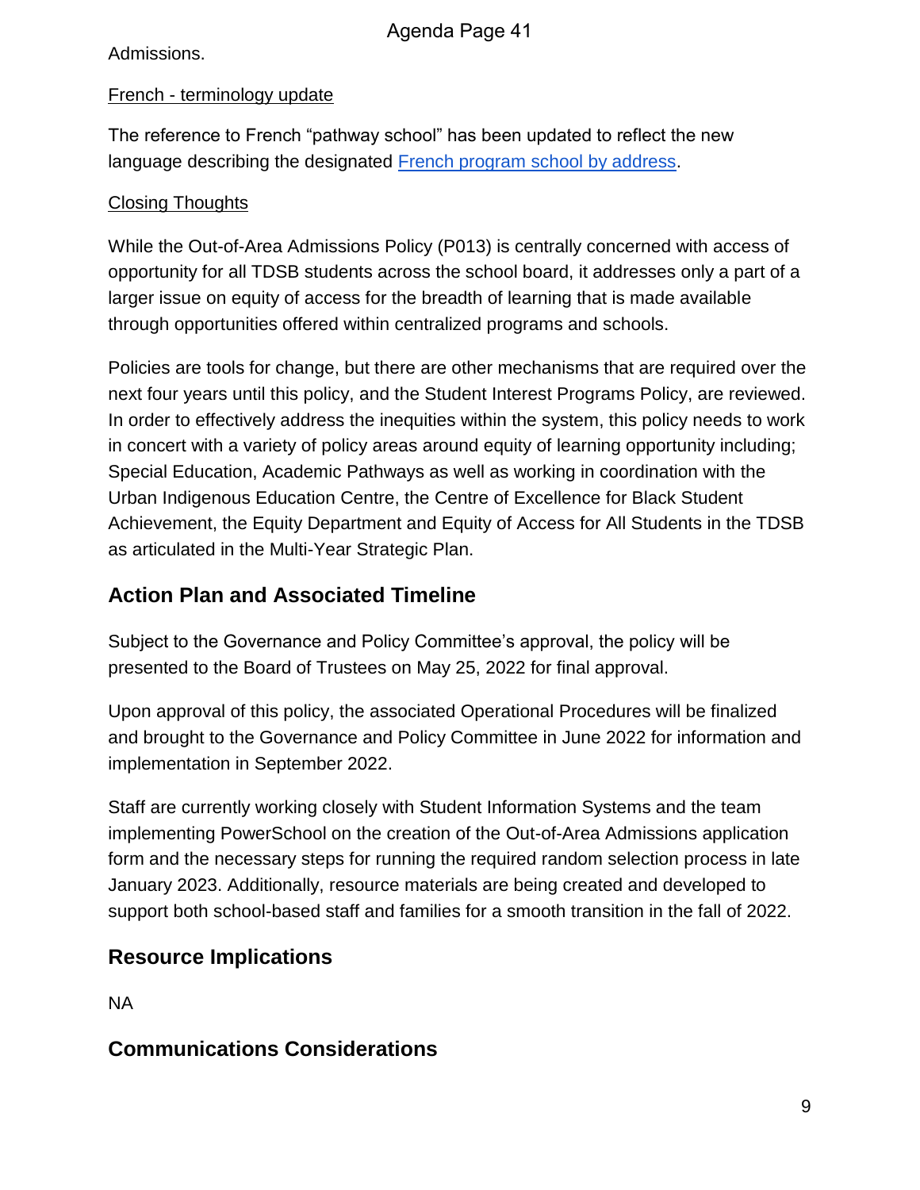Admissions.

French - terminology update

The reference to French "pathway school" has been updated to reflect the new language describing the designated French program school by address.

Closing Thoughts

While the Out-of-Area Admissions Policy (P013) is centrally concerned with access of opportunity for all TDSB students across the school board, it addresses only a part of a larger issue on equity of access for the breadth of learning that is made available through opportunities offered within centralized programs and schools.

Policies are tools for change, but there are other mechanisms that are required over the next four years until this policy, and the Student Interest Programs Policy, are reviewed. In order to effectively address the inequities within the system, this policy needs to work in concert with a variety of policy areas around equity of learning opportunity including; Special Education, Academic Pathways as well as working in coordination with the Urban Indigenous Education Centre, the Centre of Excellence for Black Student Achievement, the Equity Department and Equity of Access for All Students in the TDSB as articulated in the Multi-Year Strategic Plan.

## Action Plan and Associated Timeline

Subject to the Governance and Policy Committee's approval, the policy will be presented to the Board of Trustees on May 25, 2022 for final approval.

Upon approval of this policy, the associated Operational Procedures will be finalized and brought to the Governance and Policy Committee in June 2022 for information and implementation in September 2022.

Staff are currently working closely with Student Information Systems and the team implementing PowerSchool on the creation of the Out-of-Area Admissions application form and the necessary steps for running the required random selection process in late January 2023. Additionally, resource materials are being created and developed to support both school-based staff and families for a smooth transition in the fall of 2022.

## Resource Implications

NA

## Communications Considerations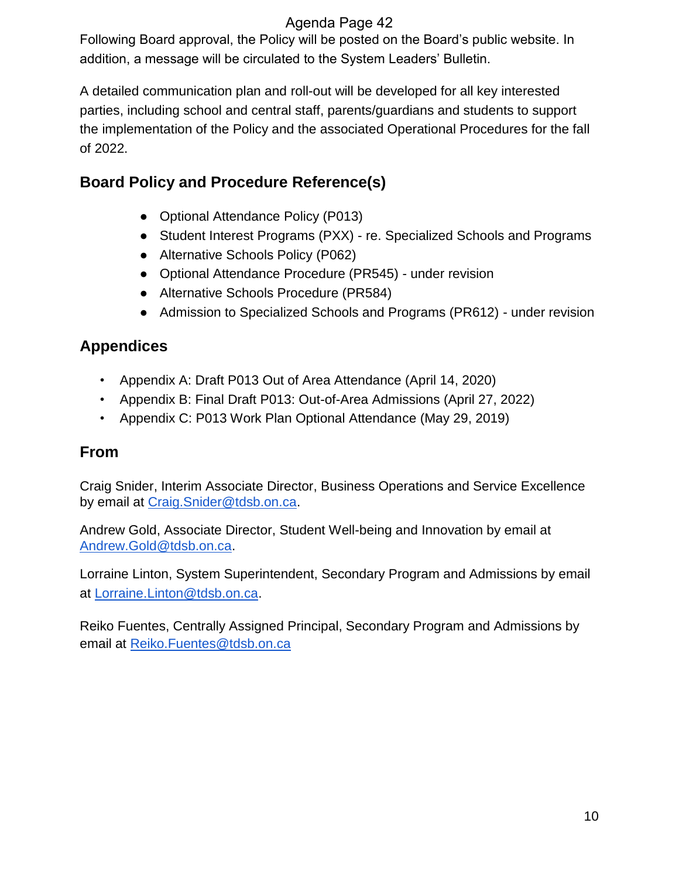Following Board approval, the Policy will be posted on the Board's public website. In addition, a message will be circulated to the System Leaders' Bulletin.

A detailed communication plan and roll-out will be developed for all key interested parties, including school and central staff, parents/guardians and students to support the implementation of the Policy and the associated Operational Procedures for the fall of 2022.

## Board Policy and Procedure Reference(s)

- Optional Attendance Policy (P013)
- Student Interest Programs (PXX) - re. Specialized Schools and Programs
- Alternative Schools Policy (P062)
- Optional Attendance Procedure (PR545) - under revision
- Alternative Schools Procedure (PR584)
- Admission to Specialized Schools and Programs (PR612) - under revision

## Appendices

- Appendix A: Draft P013 Out of Area Attendance (April 14, 2020)
- Appendix B: Final Draft P013: Out-of-Area Admissions (April 27, 2022)
- Appendix C: P013 Work Plan Optional Attendance (May 29, 2019)

## From

Craig Snider, Interim Associate Director, Business Operations and Service Excellence by email at Craig.Snider@tdsb.on.ca.

Andrew Gold, Associate Director, Student Well-being and Innovation by email at Andrew.Gold@tdsb.on.ca.

Lorraine Linton, System Superintendent, Secondary Program and Admissions by email at Lorraine.Linton@tdsb.on.ca.

Reiko Fuentes, Centrally Assigned Principal, Secondary Program and Admissions by email at Reiko.Fuentes@tdsb.on.ca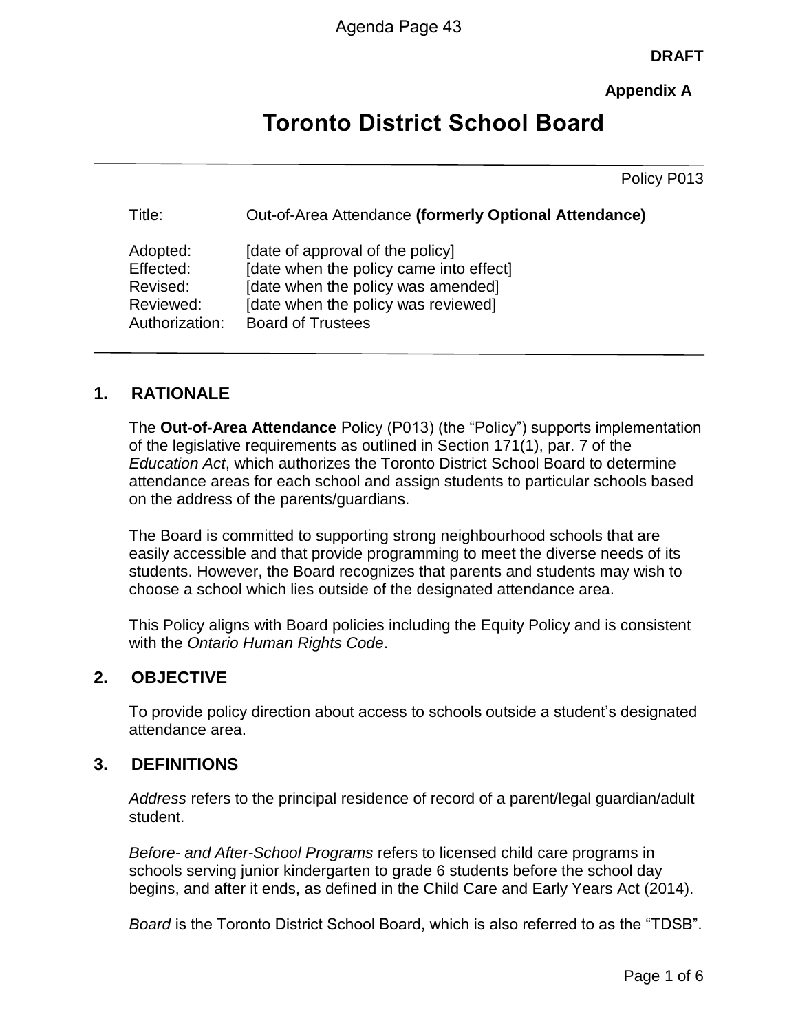**DRAFT**

**Appendix A**

# Toronto District School Board

Policy P013

| | |
|---|---|
| Title: | Out-of-Area Attendance **(formerly Optional Attendance)** |
| Adopted: | [date of approval of the policy] |
| Effected: | [date when the policy came into effect] |
| Revised: | [date when the policy was amended] |
| Reviewed: | [date when the policy was reviewed] |
| Authorization: | Board of Trustees |

## 1. RATIONALE

The **Out-of-Area Attendance** Policy (P013) (the "Policy") supports implementation of the legislative requirements as outlined in Section 171(1), par. 7 of the *Education Act*, which authorizes the Toronto District School Board to determine attendance areas for each school and assign students to particular schools based on the address of the parents/guardians.

The Board is committed to supporting strong neighbourhood schools that are easily accessible and that provide programming to meet the diverse needs of its students. However, the Board recognizes that parents and students may wish to choose a school which lies outside of the designated attendance area.

This Policy aligns with Board policies including the Equity Policy and is consistent with the *Ontario Human Rights Code*.

## 2. OBJECTIVE

To provide policy direction about access to schools outside a student's designated attendance area.

## 3. DEFINITIONS

*Address* refers to the principal residence of record of a parent/legal guardian/adult student.

*Before- and After-School Programs* refers to licensed child care programs in schools serving junior kindergarten to grade 6 students before the school day begins, and after it ends, as defined in the Child Care and Early Years Act (2014).

*Board* is the Toronto District School Board, which is also referred to as the "TDSB".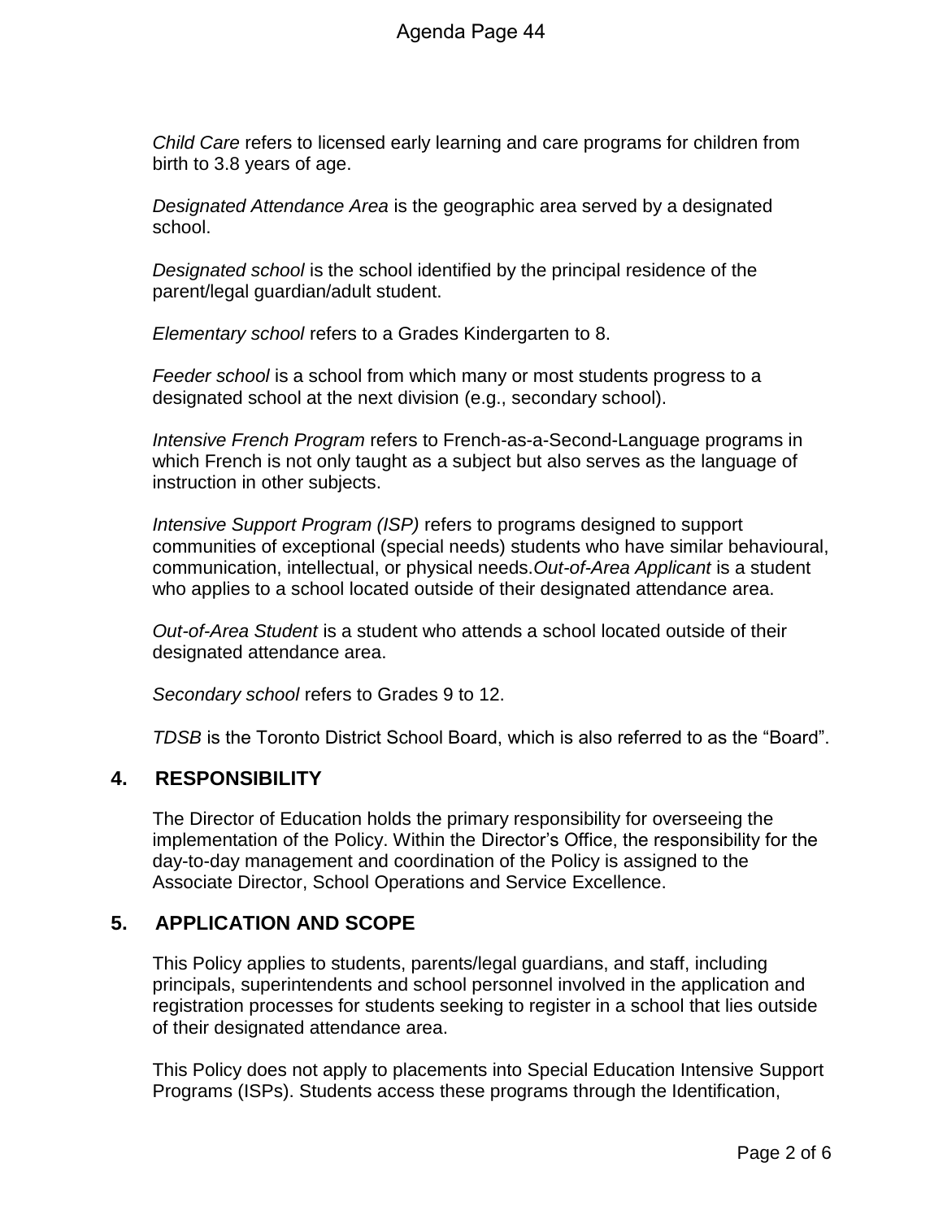*Child Care* refers to licensed early learning and care programs for children from birth to 3.8 years of age.

*Designated Attendance Area* is the geographic area served by a designated school.

*Designated school* is the school identified by the principal residence of the parent/legal guardian/adult student.

*Elementary school* refers to a Grades Kindergarten to 8.

*Feeder school* is a school from which many or most students progress to a designated school at the next division (e.g., secondary school).

*Intensive French Program* refers to French-as-a-Second-Language programs in which French is not only taught as a subject but also serves as the language of instruction in other subjects.

*Intensive Support Program (ISP)* refers to programs designed to support communities of exceptional (special needs) students who have similar behavioural, communication, intellectual, or physical needs.*Out-of-Area Applicant* is a student who applies to a school located outside of their designated attendance area.

*Out-of-Area Student* is a student who attends a school located outside of their designated attendance area.

*Secondary school* refers to Grades 9 to 12.

*TDSB* is the Toronto District School Board, which is also referred to as the "Board".

## 4. RESPONSIBILITY

The Director of Education holds the primary responsibility for overseeing the implementation of the Policy. Within the Director's Office, the responsibility for the day-to-day management and coordination of the Policy is assigned to the Associate Director, School Operations and Service Excellence.

## 5. APPLICATION AND SCOPE

This Policy applies to students, parents/legal guardians, and staff, including principals, superintendents and school personnel involved in the application and registration processes for students seeking to register in a school that lies outside of their designated attendance area.

This Policy does not apply to placements into Special Education Intensive Support Programs (ISPs). Students access these programs through the Identification,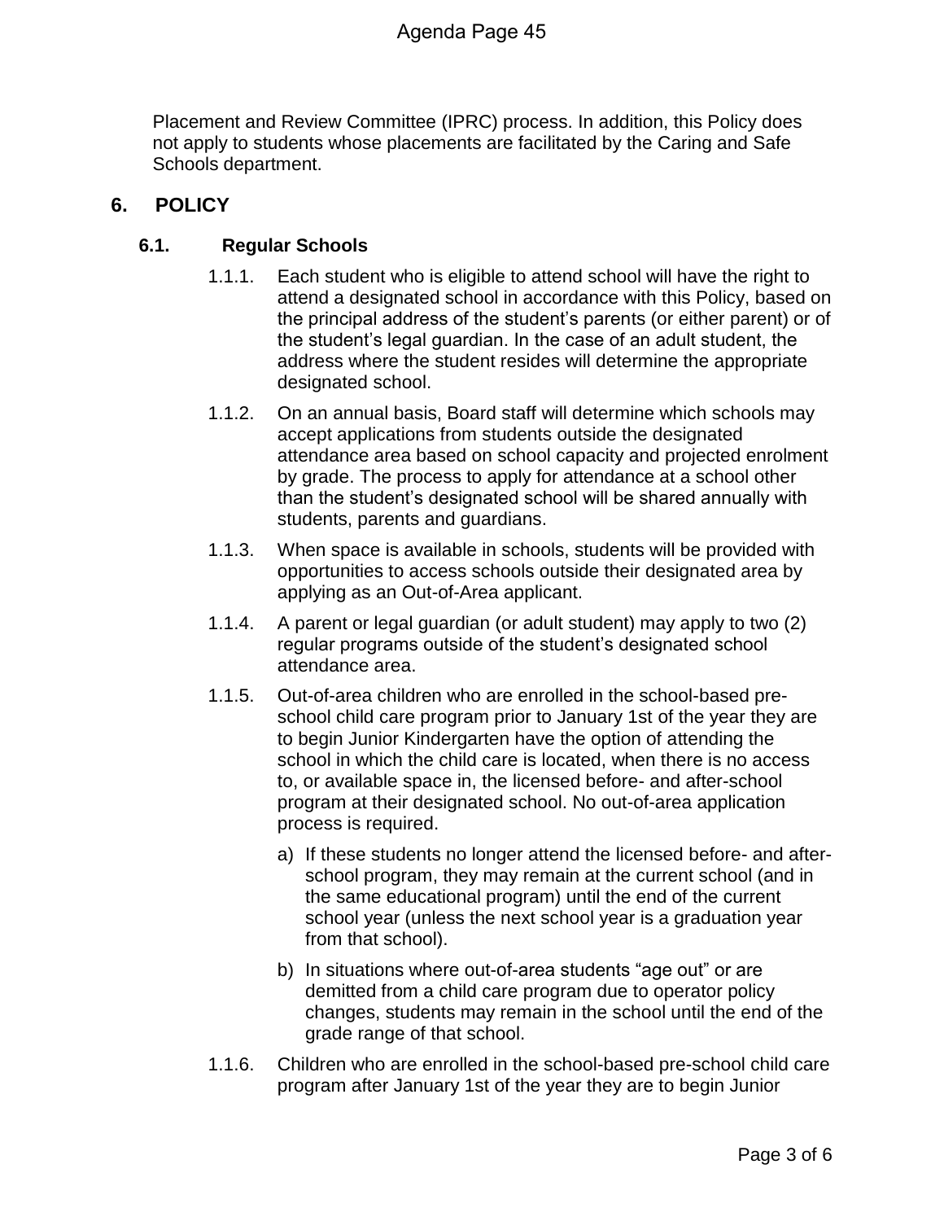Placement and Review Committee (IPRC) process. In addition, this Policy does not apply to students whose placements are facilitated by the Caring and Safe Schools department.

## 6. POLICY

### 6.1. Regular Schools

1.1.1. Each student who is eligible to attend school will have the right to attend a designated school in accordance with this Policy, based on the principal address of the student's parents (or either parent) or of the student's legal guardian. In the case of an adult student, the address where the student resides will determine the appropriate designated school.

1.1.2. On an annual basis, Board staff will determine which schools may accept applications from students outside the designated attendance area based on school capacity and projected enrolment by grade. The process to apply for attendance at a school other than the student's designated school will be shared annually with students, parents and guardians.

1.1.3. When space is available in schools, students will be provided with opportunities to access schools outside their designated area by applying as an Out-of-Area applicant.

1.1.4. A parent or legal guardian (or adult student) may apply to two (2) regular programs outside of the student's designated school attendance area.

1.1.5. Out-of-area children who are enrolled in the school-based pre-school child care program prior to January 1st of the year they are to begin Junior Kindergarten have the option of attending the school in which the child care is located, when there is no access to, or available space in, the licensed before- and after-school program at their designated school. No out-of-area application process is required.

a) If these students no longer attend the licensed before- and after-school program, they may remain at the current school (and in the same educational program) until the end of the current school year (unless the next school year is a graduation year from that school).

b) In situations where out-of-area students "age out" or are demitted from a child care program due to operator policy changes, students may remain in the school until the end of the grade range of that school.

1.1.6. Children who are enrolled in the school-based pre-school child care program after January 1st of the year they are to begin Junior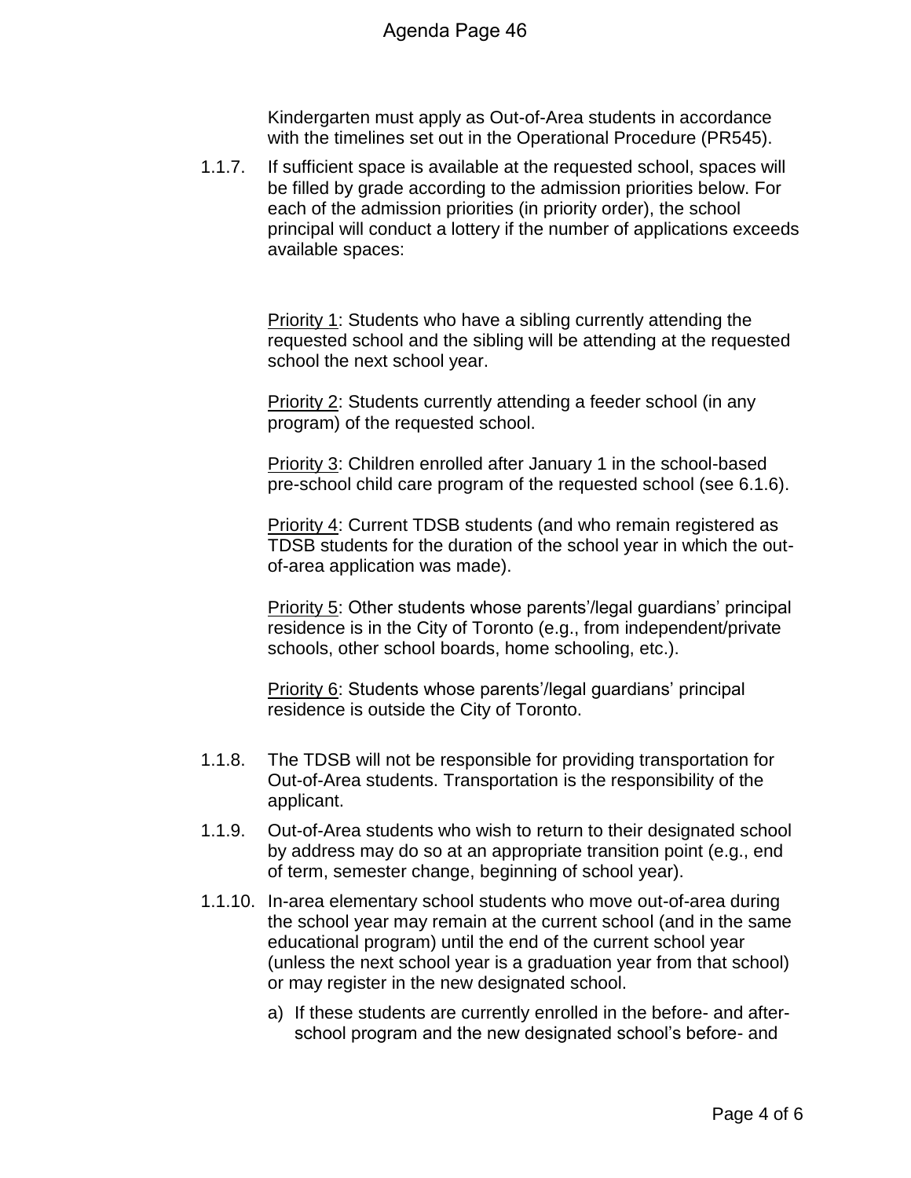Kindergarten must apply as Out-of-Area students in accordance with the timelines set out in the Operational Procedure (PR545).

1.1.7. If sufficient space is available at the requested school, spaces will be filled by grade according to the admission priorities below. For each of the admission priorities (in priority order), the school principal will conduct a lottery if the number of applications exceeds available spaces:

<u>Priority 1</u>: Students who have a sibling currently attending the requested school and the sibling will be attending at the requested school the next school year.

<u>Priority 2</u>: Students currently attending a feeder school (in any program) of the requested school.

<u>Priority 3</u>: Children enrolled after January 1 in the school-based pre-school child care program of the requested school (see 6.1.6).

<u>Priority 4</u>: Current TDSB students (and who remain registered as TDSB students for the duration of the school year in which the out-of-area application was made).

<u>Priority 5</u>: Other students whose parents'/legal guardians' principal residence is in the City of Toronto (e.g., from independent/private schools, other school boards, home schooling, etc.).

<u>Priority 6</u>: Students whose parents'/legal guardians' principal residence is outside the City of Toronto.

1.1.8. The TDSB will not be responsible for providing transportation for Out-of-Area students. Transportation is the responsibility of the applicant.

1.1.9. Out-of-Area students who wish to return to their designated school by address may do so at an appropriate transition point (e.g., end of term, semester change, beginning of school year).

1.1.10. In-area elementary school students who move out-of-area during the school year may remain at the current school (and in the same educational program) until the end of the current school year (unless the next school year is a graduation year from that school) or may register in the new designated school.

a) If these students are currently enrolled in the before- and after-school program and the new designated school's before- and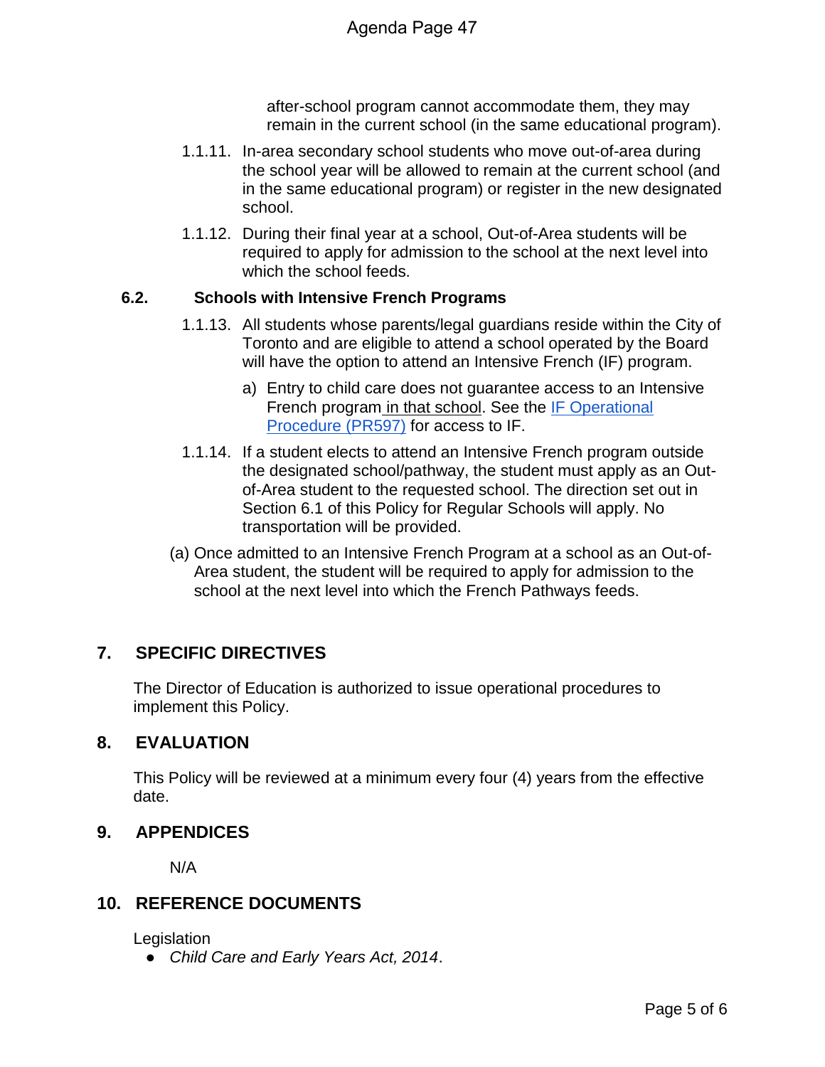after-school program cannot accommodate them, they may remain in the current school (in the same educational program).

1.1.11. In-area secondary school students who move out-of-area during the school year will be allowed to remain at the current school (and in the same educational program) or register in the new designated school.

1.1.12. During their final year at a school, Out-of-Area students will be required to apply for admission to the school at the next level into which the school feeds.

**6.2. Schools with Intensive French Programs**

1.1.13. All students whose parents/legal guardians reside within the City of Toronto and are eligible to attend a school operated by the Board will have the option to attend an Intensive French (IF) program.

a) Entry to child care does not guarantee access to an Intensive French program in that school. See the IF Operational Procedure (PR597) for access to IF.

1.1.14. If a student elects to attend an Intensive French program outside the designated school/pathway, the student must apply as an Out-of-Area student to the requested school. The direction set out in Section 6.1 of this Policy for Regular Schools will apply. No transportation will be provided.

(a) Once admitted to an Intensive French Program at a school as an Out-of-Area student, the student will be required to apply for admission to the school at the next level into which the French Pathways feeds.

## 7. SPECIFIC DIRECTIVES

The Director of Education is authorized to issue operational procedures to implement this Policy.

## 8. EVALUATION

This Policy will be reviewed at a minimum every four (4) years from the effective date.

## 9. APPENDICES

N/A

## 10. REFERENCE DOCUMENTS

Legislation

- *Child Care and Early Years Act, 2014*.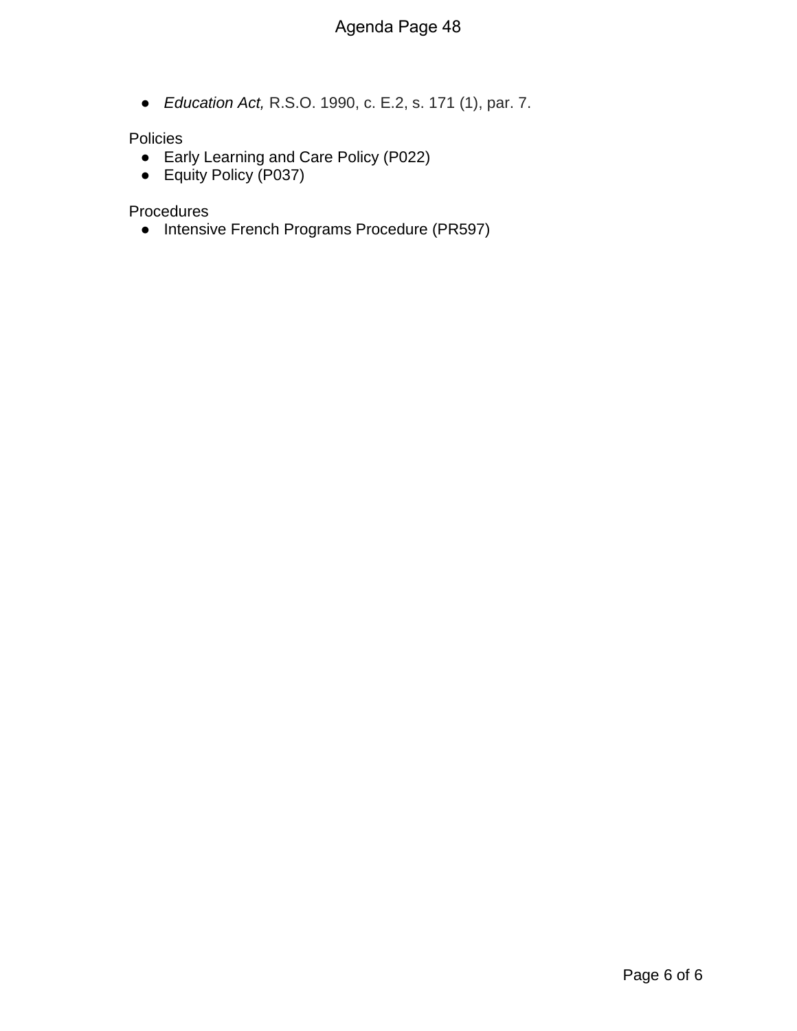- *Education Act,* R.S.O. 1990, c. E.2, s. 171 (1), par. 7.

Policies

- Early Learning and Care Policy (P022)
- Equity Policy (P037)

Procedures

- Intensive French Programs Procedure (PR597)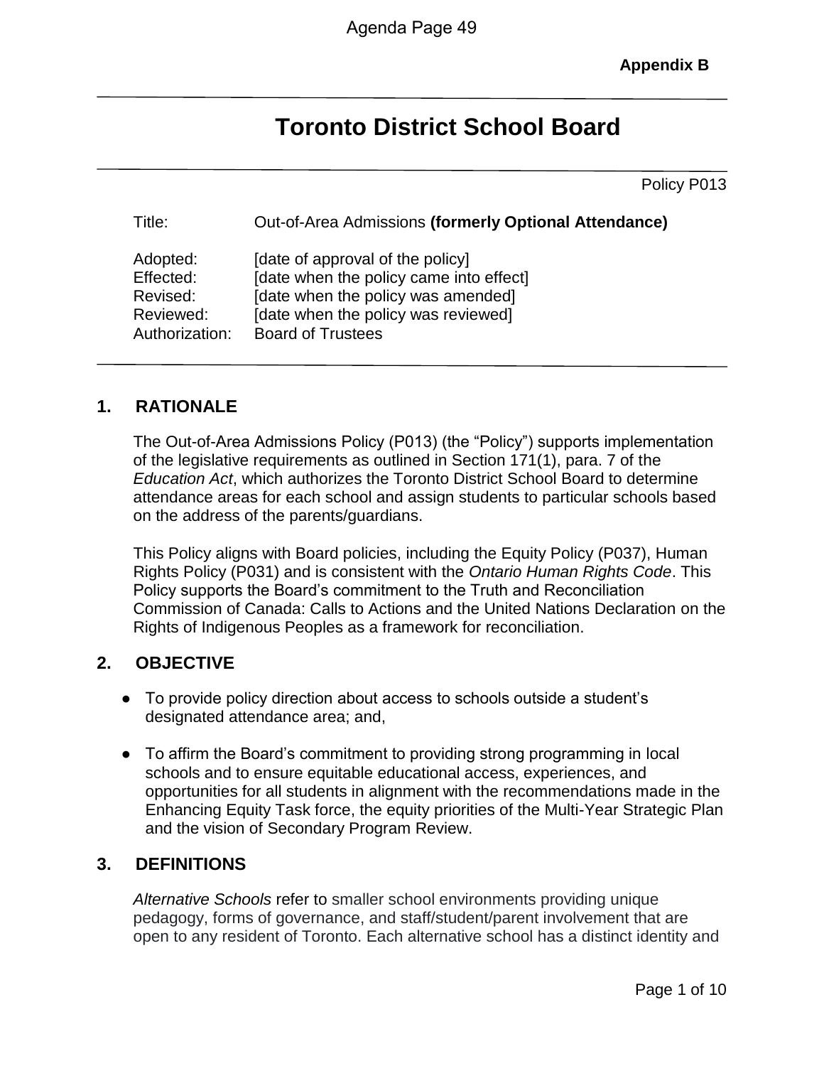Appendix B

# Toronto District School Board

Policy P013

Title: Out-of-Area Admissions **(formerly Optional Attendance)**

Adopted: [date of approval of the policy]
Effected: [date when the policy came into effect]
Revised: [date when the policy was amended]
Reviewed: [date when the policy was reviewed]
Authorization: Board of Trustees

## 1. RATIONALE

The Out-of-Area Admissions Policy (P013) (the "Policy") supports implementation of the legislative requirements as outlined in Section 171(1), para. 7 of the *Education Act*, which authorizes the Toronto District School Board to determine attendance areas for each school and assign students to particular schools based on the address of the parents/guardians.

This Policy aligns with Board policies, including the Equity Policy (P037), Human Rights Policy (P031) and is consistent with the *Ontario Human Rights Code*. This Policy supports the Board's commitment to the Truth and Reconciliation Commission of Canada: Calls to Actions and the United Nations Declaration on the Rights of Indigenous Peoples as a framework for reconciliation.

## 2. OBJECTIVE

- To provide policy direction about access to schools outside a student's designated attendance area; and,
- To affirm the Board's commitment to providing strong programming in local schools and to ensure equitable educational access, experiences, and opportunities for all students in alignment with the recommendations made in the Enhancing Equity Task force, the equity priorities of the Multi-Year Strategic Plan and the vision of Secondary Program Review.

## 3. DEFINITIONS

*Alternative Schools* refer to smaller school environments providing unique pedagogy, forms of governance, and staff/student/parent involvement that are open to any resident of Toronto. Each alternative school has a distinct identity and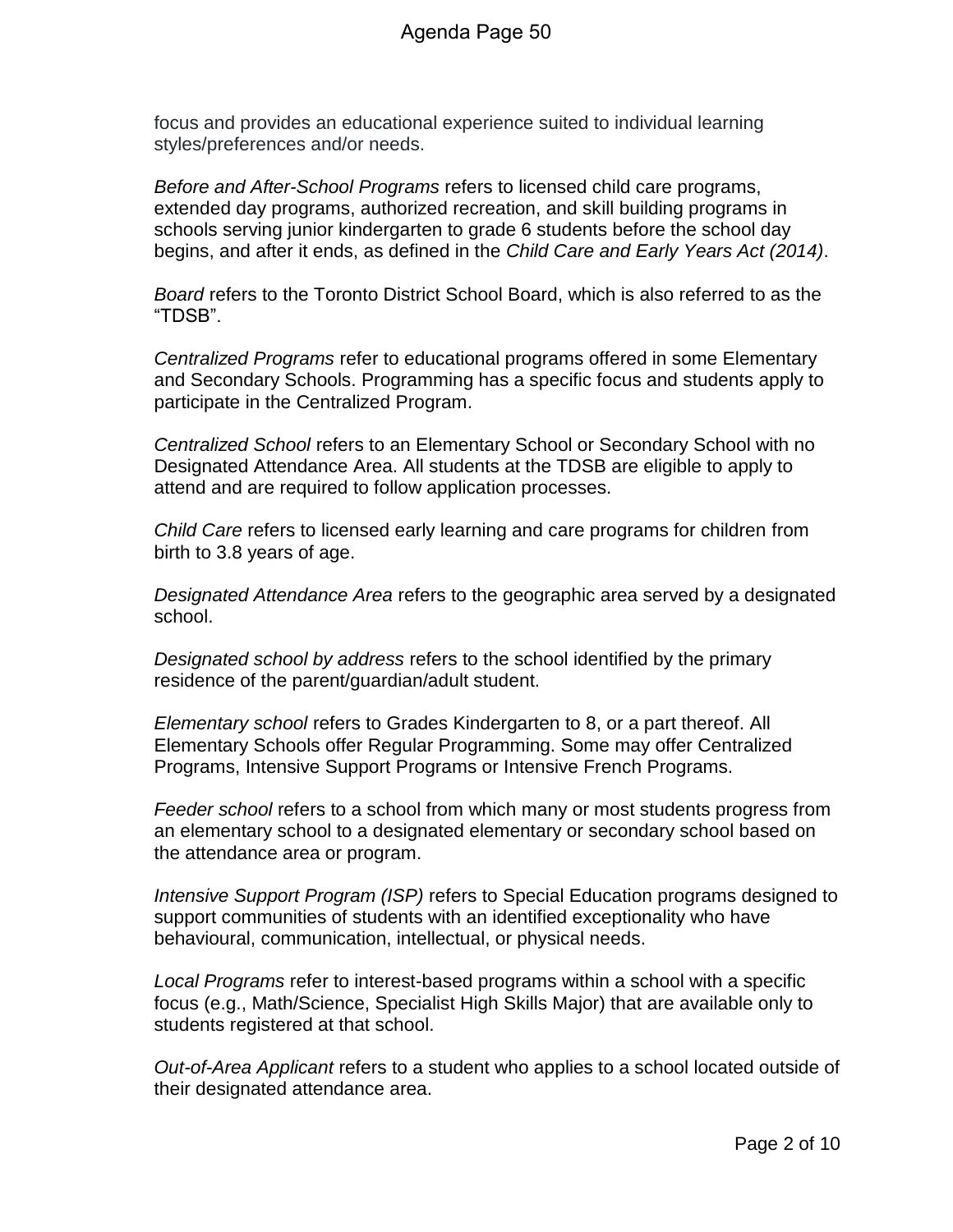focus and provides an educational experience suited to individual learning styles/preferences and/or needs.

*Before and After-School Programs* refers to licensed child care programs, extended day programs, authorized recreation, and skill building programs in schools serving junior kindergarten to grade 6 students before the school day begins, and after it ends, as defined in the *Child Care and Early Years Act (2014)*.

*Board* refers to the Toronto District School Board, which is also referred to as the "TDSB".

*Centralized Programs* refer to educational programs offered in some Elementary and Secondary Schools. Programming has a specific focus and students apply to participate in the Centralized Program.

*Centralized School* refers to an Elementary School or Secondary School with no Designated Attendance Area. All students at the TDSB are eligible to apply to attend and are required to follow application processes.

*Child Care* refers to licensed early learning and care programs for children from birth to 3.8 years of age.

*Designated Attendance Area* refers to the geographic area served by a designated school.

*Designated school by address* refers to the school identified by the primary residence of the parent/guardian/adult student.

*Elementary school* refers to Grades Kindergarten to 8, or a part thereof. All Elementary Schools offer Regular Programming. Some may offer Centralized Programs, Intensive Support Programs or Intensive French Programs.

*Feeder school* refers to a school from which many or most students progress from an elementary school to a designated elementary or secondary school based on the attendance area or program.

*Intensive Support Program (ISP)* refers to Special Education programs designed to support communities of students with an identified exceptionality who have behavioural, communication, intellectual, or physical needs.

*Local Programs* refer to interest-based programs within a school with a specific focus (e.g., Math/Science, Specialist High Skills Major) that are available only to students registered at that school.

*Out-of-Area Applicant* refers to a student who applies to a school located outside of their designated attendance area.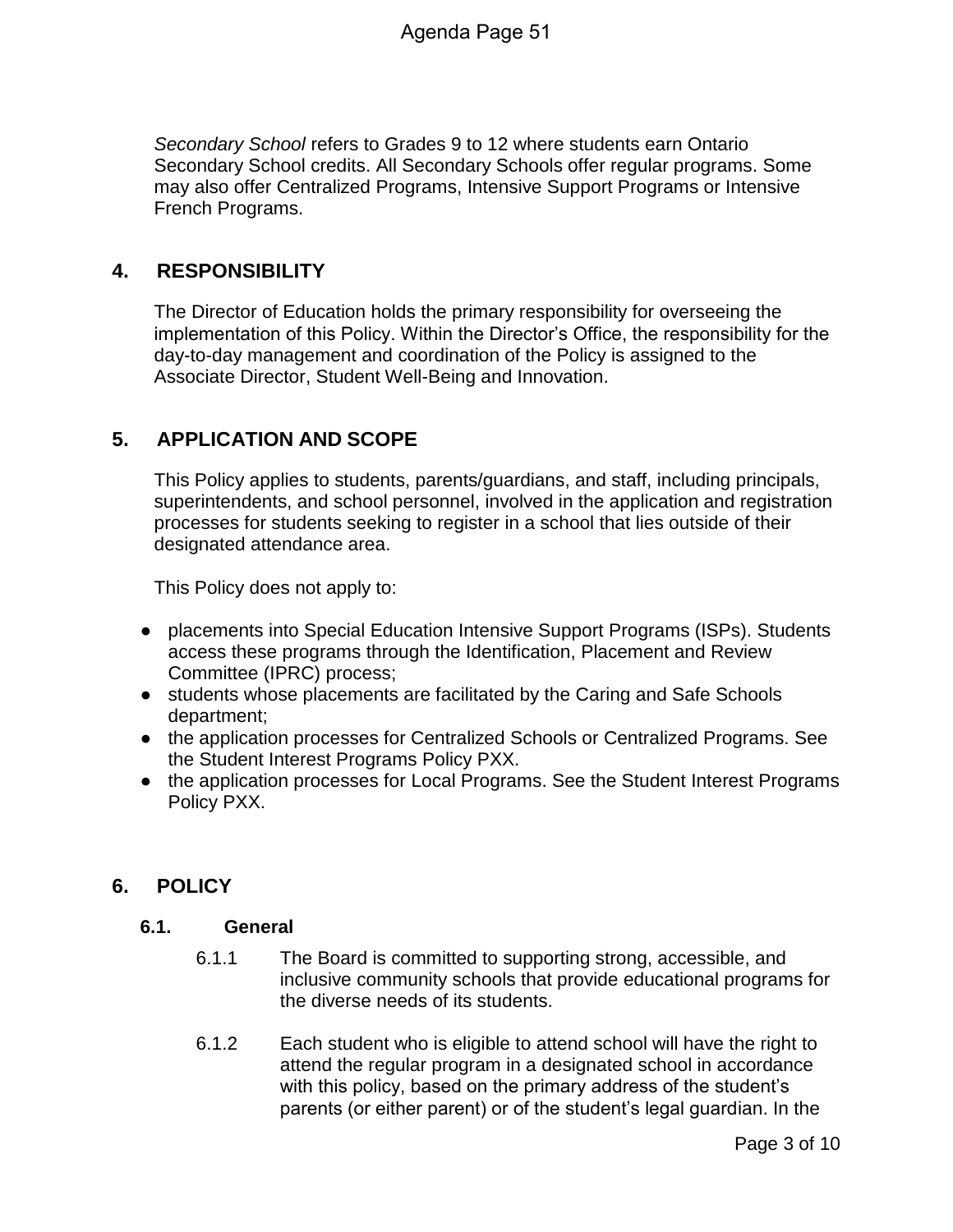*Secondary School* refers to Grades 9 to 12 where students earn Ontario Secondary School credits. All Secondary Schools offer regular programs. Some may also offer Centralized Programs, Intensive Support Programs or Intensive French Programs.

## 4. RESPONSIBILITY

The Director of Education holds the primary responsibility for overseeing the implementation of this Policy. Within the Director's Office, the responsibility for the day-to-day management and coordination of the Policy is assigned to the Associate Director, Student Well-Being and Innovation.

## 5. APPLICATION AND SCOPE

This Policy applies to students, parents/guardians, and staff, including principals, superintendents, and school personnel, involved in the application and registration processes for students seeking to register in a school that lies outside of their designated attendance area.

This Policy does not apply to:

- placements into Special Education Intensive Support Programs (ISPs). Students access these programs through the Identification, Placement and Review Committee (IPRC) process;
- students whose placements are facilitated by the Caring and Safe Schools department;
- the application processes for Centralized Schools or Centralized Programs. See the Student Interest Programs Policy PXX.
- the application processes for Local Programs. See the Student Interest Programs Policy PXX.

## 6. POLICY

### 6.1. General

6.1.1 The Board is committed to supporting strong, accessible, and inclusive community schools that provide educational programs for the diverse needs of its students.

6.1.2 Each student who is eligible to attend school will have the right to attend the regular program in a designated school in accordance with this policy, based on the primary address of the student's parents (or either parent) or of the student's legal guardian. In the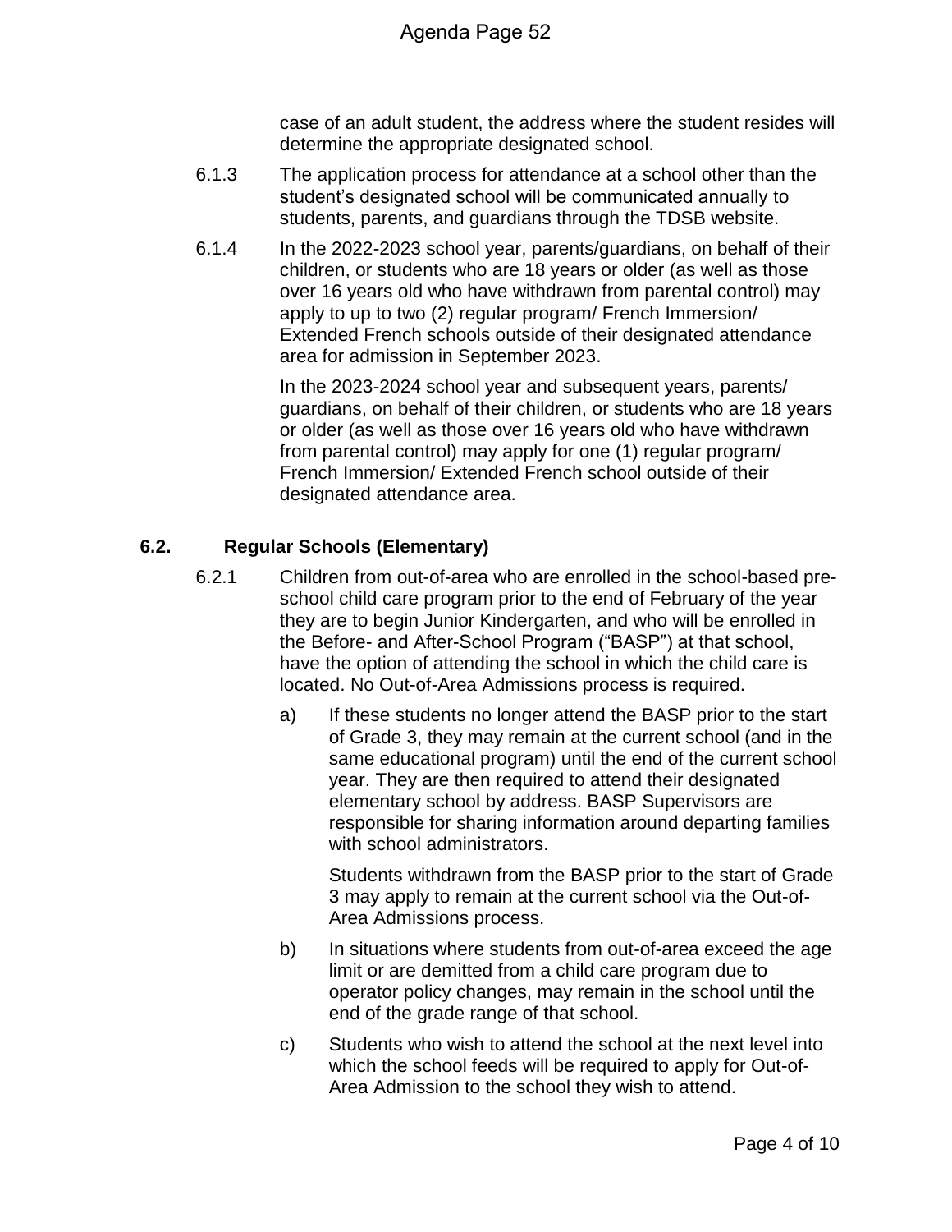case of an adult student, the address where the student resides will determine the appropriate designated school.

6.1.3 The application process for attendance at a school other than the student's designated school will be communicated annually to students, parents, and guardians through the TDSB website.

6.1.4 In the 2022-2023 school year, parents/guardians, on behalf of their children, or students who are 18 years or older (as well as those over 16 years old who have withdrawn from parental control) may apply to up to two (2) regular program/ French Immersion/ Extended French schools outside of their designated attendance area for admission in September 2023.

In the 2023-2024 school year and subsequent years, parents/ guardians, on behalf of their children, or students who are 18 years or older (as well as those over 16 years old who have withdrawn from parental control) may apply for one (1) regular program/ French Immersion/ Extended French school outside of their designated attendance area.

## 6.2. Regular Schools (Elementary)

6.2.1 Children from out-of-area who are enrolled in the school-based pre-school child care program prior to the end of February of the year they are to begin Junior Kindergarten, and who will be enrolled in the Before- and After-School Program ("BASP") at that school, have the option of attending the school in which the child care is located. No Out-of-Area Admissions process is required.

a) If these students no longer attend the BASP prior to the start of Grade 3, they may remain at the current school (and in the same educational program) until the end of the current school year. They are then required to attend their designated elementary school by address. BASP Supervisors are responsible for sharing information around departing families with school administrators.

   Students withdrawn from the BASP prior to the start of Grade 3 may apply to remain at the current school via the Out-of-Area Admissions process.

b) In situations where students from out-of-area exceed the age limit or are demitted from a child care program due to operator policy changes, may remain in the school until the end of the grade range of that school.

c) Students who wish to attend the school at the next level into which the school feeds will be required to apply for Out-of-Area Admission to the school they wish to attend.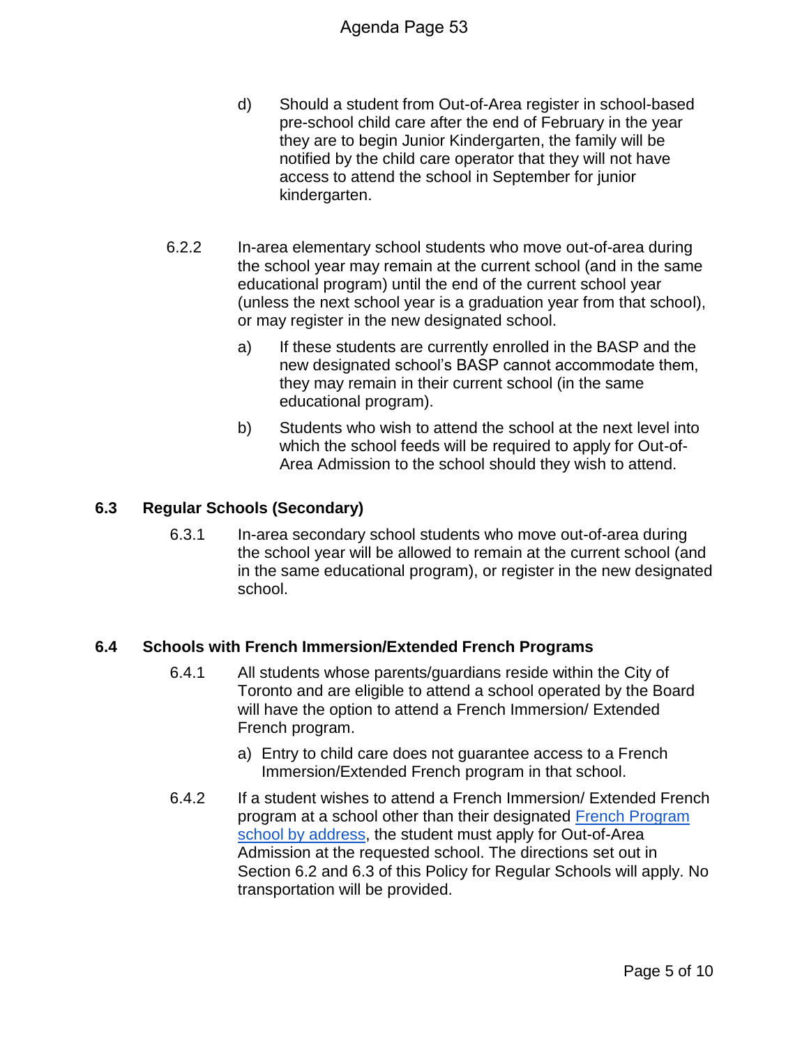d) Should a student from Out-of-Area register in school-based pre-school child care after the end of February in the year they are to begin Junior Kindergarten, the family will be notified by the child care operator that they will not have access to attend the school in September for junior kindergarten.

6.2.2 In-area elementary school students who move out-of-area during the school year may remain at the current school (and in the same educational program) until the end of the current school year (unless the next school year is a graduation year from that school), or may register in the new designated school.

a) If these students are currently enrolled in the BASP and the new designated school's BASP cannot accommodate them, they may remain in their current school (in the same educational program).

b) Students who wish to attend the school at the next level into which the school feeds will be required to apply for Out-of-Area Admission to the school should they wish to attend.

### 6.3 Regular Schools (Secondary)

6.3.1 In-area secondary school students who move out-of-area during the school year will be allowed to remain at the current school (and in the same educational program), or register in the new designated school.

### 6.4 Schools with French Immersion/Extended French Programs

6.4.1 All students whose parents/guardians reside within the City of Toronto and are eligible to attend a school operated by the Board will have the option to attend a French Immersion/ Extended French program.

a) Entry to child care does not guarantee access to a French Immersion/Extended French program in that school.

6.4.2 If a student wishes to attend a French Immersion/ Extended French program at a school other than their designated French Program school by address, the student must apply for Out-of-Area Admission at the requested school. The directions set out in Section 6.2 and 6.3 of this Policy for Regular Schools will apply. No transportation will be provided.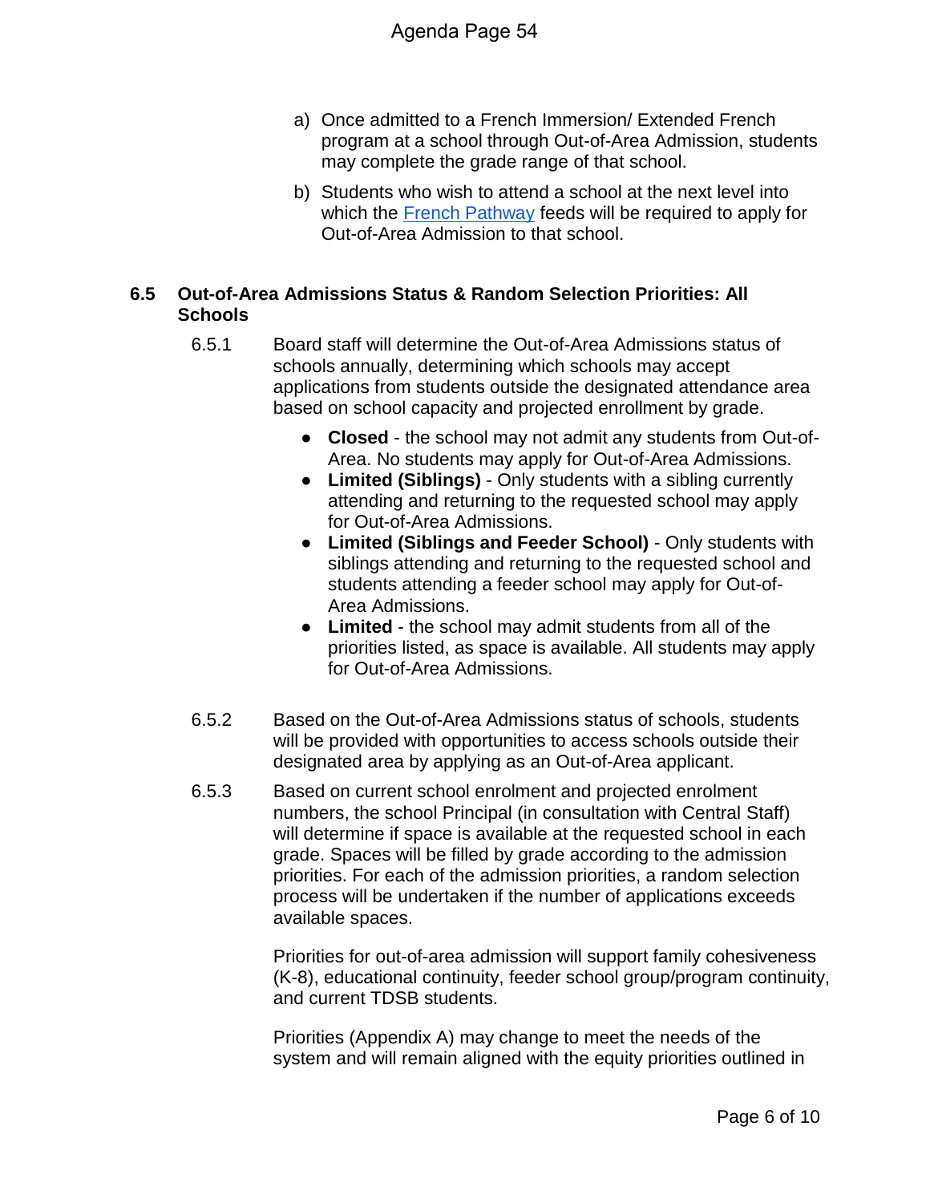a) Once admitted to a French Immersion/ Extended French program at a school through Out-of-Area Admission, students may complete the grade range of that school.

b) Students who wish to attend a school at the next level into which the French Pathway feeds will be required to apply for Out-of-Area Admission to that school.

### 6.5 Out-of-Area Admissions Status & Random Selection Priorities: All Schools

6.5.1 Board staff will determine the Out-of-Area Admissions status of schools annually, determining which schools may accept applications from students outside the designated attendance area based on school capacity and projected enrollment by grade.

- **Closed** - the school may not admit any students from Out-of-Area. No students may apply for Out-of-Area Admissions.
- **Limited (Siblings)** - Only students with a sibling currently attending and returning to the requested school may apply for Out-of-Area Admissions.
- **Limited (Siblings and Feeder School)** - Only students with siblings attending and returning to the requested school and students attending a feeder school may apply for Out-of-Area Admissions.
- **Limited** - the school may admit students from all of the priorities listed, as space is available. All students may apply for Out-of-Area Admissions.

6.5.2 Based on the Out-of-Area Admissions status of schools, students will be provided with opportunities to access schools outside their designated area by applying as an Out-of-Area applicant.

6.5.3 Based on current school enrolment and projected enrolment numbers, the school Principal (in consultation with Central Staff) will determine if space is available at the requested school in each grade. Spaces will be filled by grade according to the admission priorities. For each of the admission priorities, a random selection process will be undertaken if the number of applications exceeds available spaces.

Priorities for out-of-area admission will support family cohesiveness (K-8), educational continuity, feeder school group/program continuity, and current TDSB students.

Priorities (Appendix A) may change to meet the needs of the system and will remain aligned with the equity priorities outlined in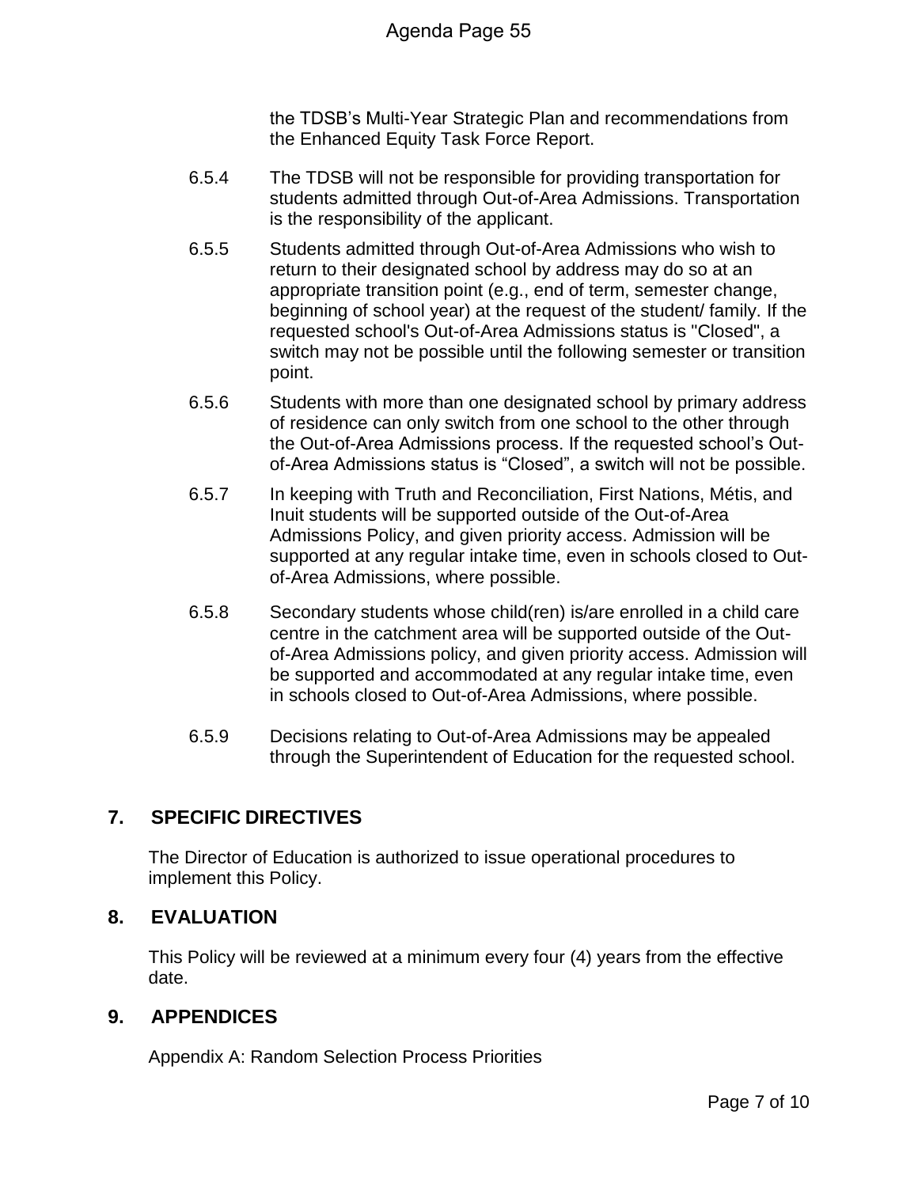the TDSB's Multi-Year Strategic Plan and recommendations from the Enhanced Equity Task Force Report.

6.5.4 The TDSB will not be responsible for providing transportation for students admitted through Out-of-Area Admissions. Transportation is the responsibility of the applicant.

6.5.5 Students admitted through Out-of-Area Admissions who wish to return to their designated school by address may do so at an appropriate transition point (e.g., end of term, semester change, beginning of school year) at the request of the student/ family. If the requested school's Out-of-Area Admissions status is "Closed", a switch may not be possible until the following semester or transition point.

6.5.6 Students with more than one designated school by primary address of residence can only switch from one school to the other through the Out-of-Area Admissions process. If the requested school's Out-of-Area Admissions status is "Closed", a switch will not be possible.

6.5.7 In keeping with Truth and Reconciliation, First Nations, Métis, and Inuit students will be supported outside of the Out-of-Area Admissions Policy, and given priority access. Admission will be supported at any regular intake time, even in schools closed to Out-of-Area Admissions, where possible.

6.5.8 Secondary students whose child(ren) is/are enrolled in a child care centre in the catchment area will be supported outside of the Out-of-Area Admissions policy, and given priority access. Admission will be supported and accommodated at any regular intake time, even in schools closed to Out-of-Area Admissions, where possible.

6.5.9 Decisions relating to Out-of-Area Admissions may be appealed through the Superintendent of Education for the requested school.

## 7. SPECIFIC DIRECTIVES

The Director of Education is authorized to issue operational procedures to implement this Policy.

## 8. EVALUATION

This Policy will be reviewed at a minimum every four (4) years from the effective date.

## 9. APPENDICES

Appendix A: Random Selection Process Priorities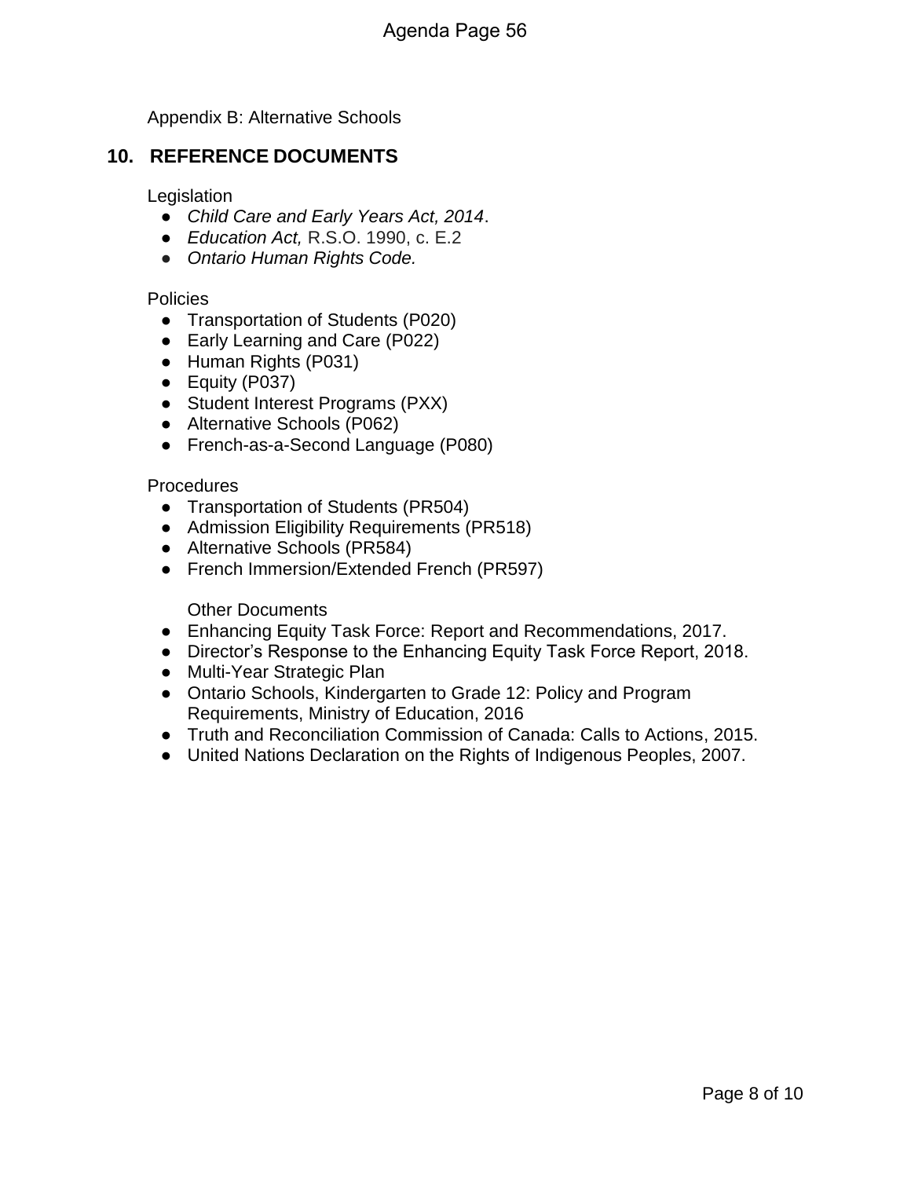Appendix B: Alternative Schools

## 10. REFERENCE DOCUMENTS

Legislation

- *Child Care and Early Years Act, 2014*.
- *Education Act,* R.S.O. 1990, c. E.2
- *Ontario Human Rights Code.*

Policies

- Transportation of Students (P020)
- Early Learning and Care (P022)
- Human Rights (P031)
- Equity (P037)
- Student Interest Programs (PXX)
- Alternative Schools (P062)
- French-as-a-Second Language (P080)

Procedures

- Transportation of Students (PR504)
- Admission Eligibility Requirements (PR518)
- Alternative Schools (PR584)
- French Immersion/Extended French (PR597)

Other Documents

- Enhancing Equity Task Force: Report and Recommendations, 2017.
- Director's Response to the Enhancing Equity Task Force Report, 2018.
- Multi-Year Strategic Plan
- Ontario Schools, Kindergarten to Grade 12: Policy and Program Requirements, Ministry of Education, 2016
- Truth and Reconciliation Commission of Canada: Calls to Actions, 2015.
- United Nations Declaration on the Rights of Indigenous Peoples, 2007.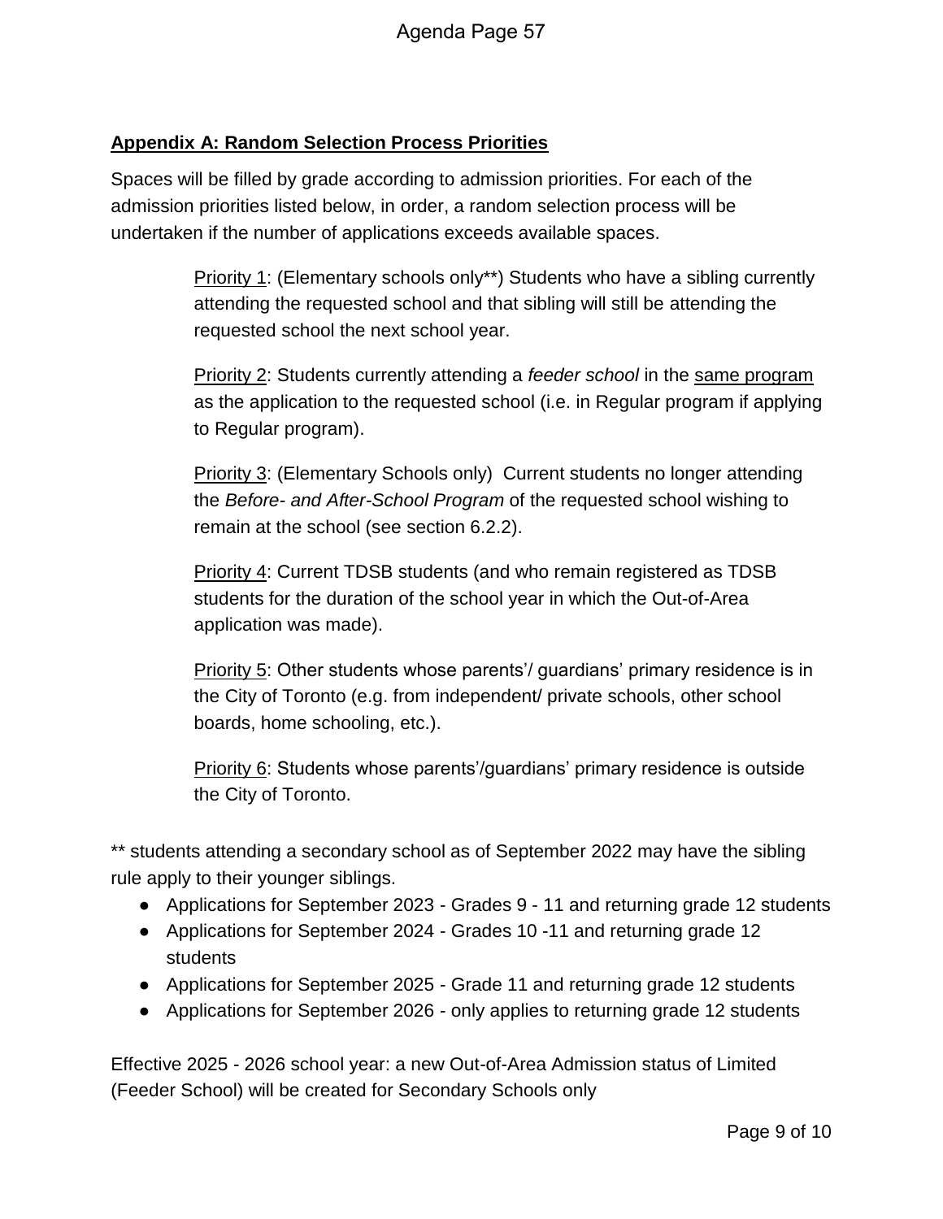## Appendix A: Random Selection Process Priorities

Spaces will be filled by grade according to admission priorities. For each of the admission priorities listed below, in order, a random selection process will be undertaken if the number of applications exceeds available spaces.

> Priority 1: (Elementary schools only**) Students who have a sibling currently attending the requested school and that sibling will still be attending the requested school the next school year.
>
> Priority 2: Students currently attending a *feeder school* in the same program as the application to the requested school (i.e. in Regular program if applying to Regular program).
>
> Priority 3: (Elementary Schools only) Current students no longer attending the *Before- and After-School Program* of the requested school wishing to remain at the school (see section 6.2.2).
>
> Priority 4: Current TDSB students (and who remain registered as TDSB students for the duration of the school year in which the Out-of-Area application was made).
>
> Priority 5: Other students whose parents'/ guardians' primary residence is in the City of Toronto (e.g. from independent/ private schools, other school boards, home schooling, etc.).
>
> Priority 6: Students whose parents'/guardians' primary residence is outside the City of Toronto.

** students attending a secondary school as of September 2022 may have the sibling rule apply to their younger siblings.

- Applications for September 2023 - Grades 9 - 11 and returning grade 12 students
- Applications for September 2024 - Grades 10 -11 and returning grade 12 students
- Applications for September 2025 - Grade 11 and returning grade 12 students
- Applications for September 2026 - only applies to returning grade 12 students

Effective 2025 - 2026 school year: a new Out-of-Area Admission status of Limited (Feeder School) will be created for Secondary Schools only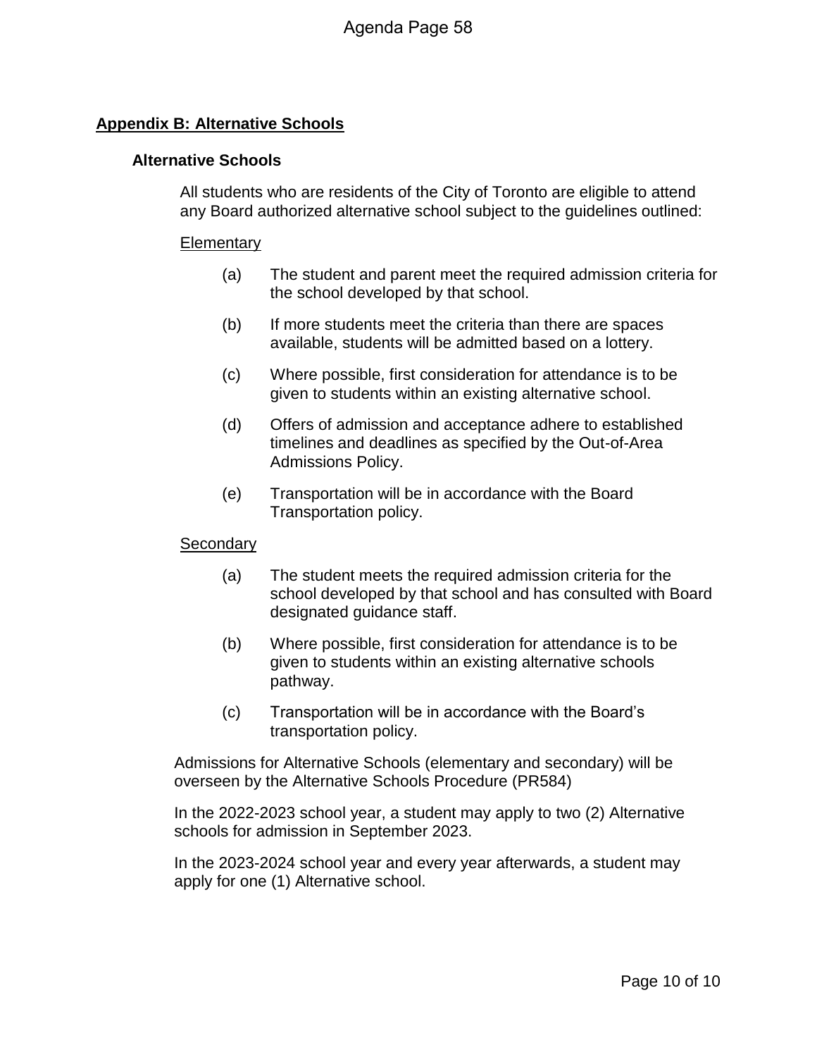## Appendix B: Alternative Schools

### Alternative Schools

All students who are residents of the City of Toronto are eligible to attend any Board authorized alternative school subject to the guidelines outlined:

Elementary

(a) The student and parent meet the required admission criteria for the school developed by that school.

(b) If more students meet the criteria than there are spaces available, students will be admitted based on a lottery.

(c) Where possible, first consideration for attendance is to be given to students within an existing alternative school.

(d) Offers of admission and acceptance adhere to established timelines and deadlines as specified by the Out-of-Area Admissions Policy.

(e) Transportation will be in accordance with the Board Transportation policy.

Secondary

(a) The student meets the required admission criteria for the school developed by that school and has consulted with Board designated guidance staff.

(b) Where possible, first consideration for attendance is to be given to students within an existing alternative schools pathway.

(c) Transportation will be in accordance with the Board's transportation policy.

Admissions for Alternative Schools (elementary and secondary) will be overseen by the Alternative Schools Procedure (PR584)

In the 2022-2023 school year, a student may apply to two (2) Alternative schools for admission in September 2023.

In the 2023-2024 school year and every year afterwards, a student may apply for one (1) Alternative school.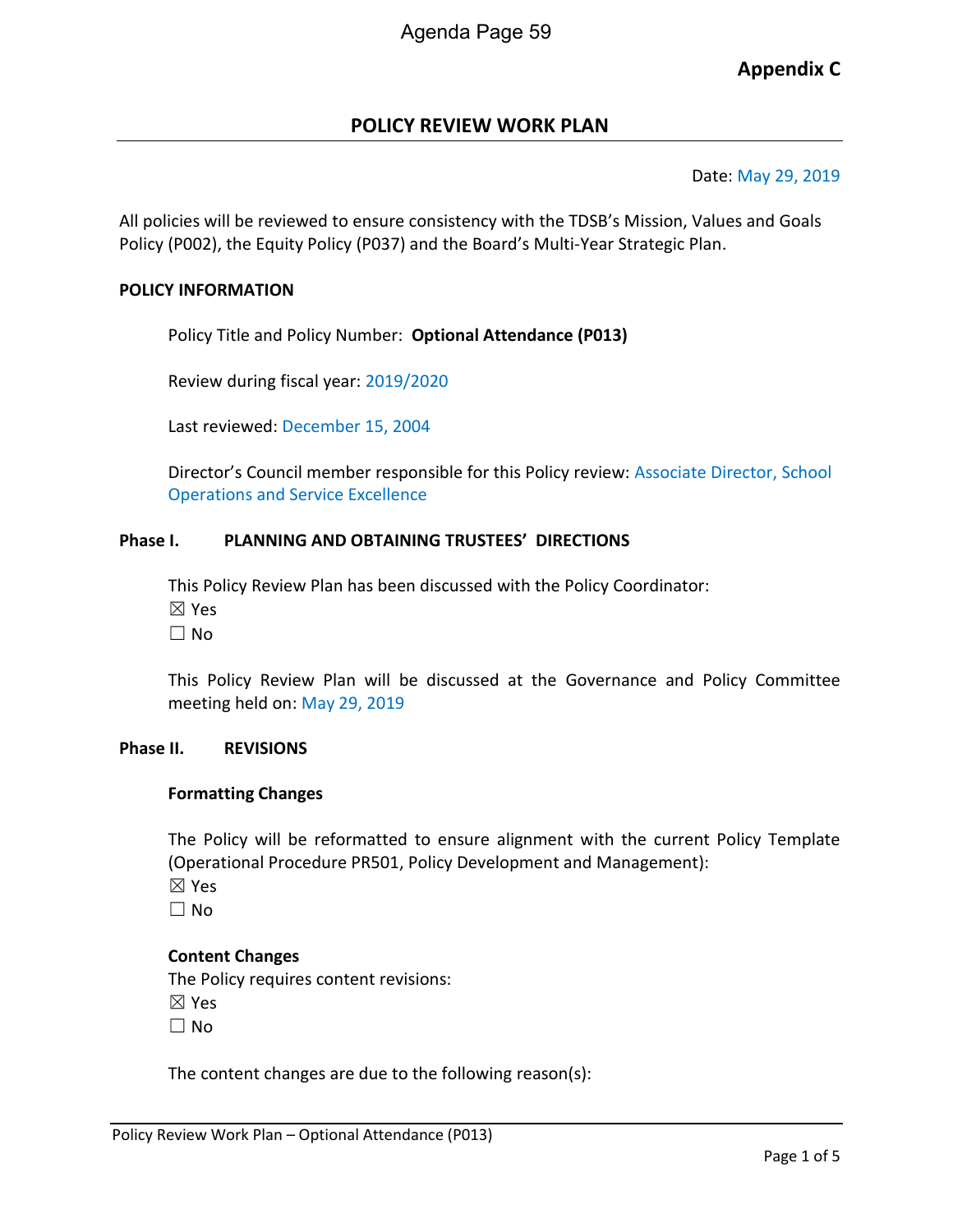Appendix C

## POLICY REVIEW WORK PLAN

Date: May 29, 2019

All policies will be reviewed to ensure consistency with the TDSB's Mission, Values and Goals Policy (P002), the Equity Policy (P037) and the Board's Multi-Year Strategic Plan.

### POLICY INFORMATION

Policy Title and Policy Number: **Optional Attendance (P013)**

Review during fiscal year: 2019/2020

Last reviewed: December 15, 2004

Director's Council member responsible for this Policy review: Associate Director, School Operations and Service Excellence

### Phase I. PLANNING AND OBTAINING TRUSTEES' DIRECTIONS

This Policy Review Plan has been discussed with the Policy Coordinator:
☒ Yes
☐ No

This Policy Review Plan will be discussed at the Governance and Policy Committee meeting held on: May 29, 2019

### Phase II. REVISIONS

**Formatting Changes**

The Policy will be reformatted to ensure alignment with the current Policy Template (Operational Procedure PR501, Policy Development and Management):
☒ Yes
☐ No

**Content Changes**

The Policy requires content revisions:
☒ Yes
☐ No

The content changes are due to the following reason(s):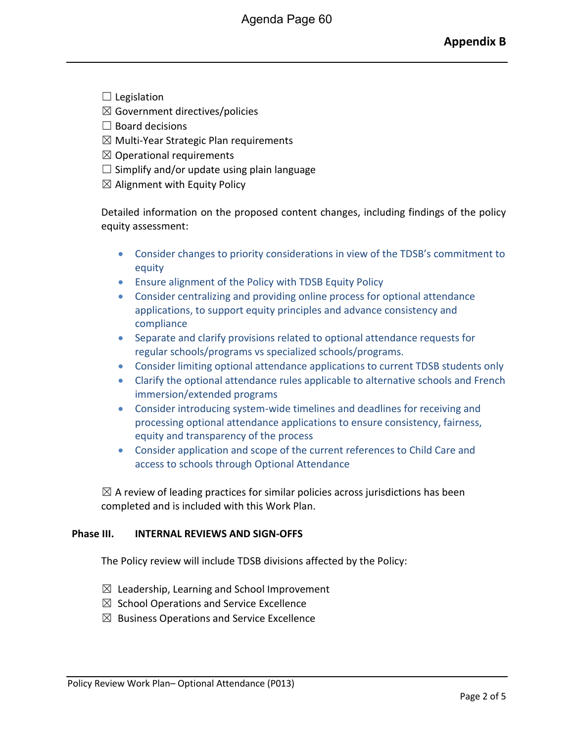☐ Legislation
☒ Government directives/policies
☐ Board decisions
☒ Multi-Year Strategic Plan requirements
☒ Operational requirements
☐ Simplify and/or update using plain language
☒ Alignment with Equity Policy

Detailed information on the proposed content changes, including findings of the policy equity assessment:

- Consider changes to priority considerations in view of the TDSB's commitment to equity
- Ensure alignment of the Policy with TDSB Equity Policy
- Consider centralizing and providing online process for optional attendance applications, to support equity principles and advance consistency and compliance
- Separate and clarify provisions related to optional attendance requests for regular schools/programs vs specialized schools/programs.
- Consider limiting optional attendance applications to current TDSB students only
- Clarify the optional attendance rules applicable to alternative schools and French immersion/extended programs
- Consider introducing system-wide timelines and deadlines for receiving and processing optional attendance applications to ensure consistency, fairness, equity and transparency of the process
- Consider application and scope of the current references to Child Care and access to schools through Optional Attendance

☒ A review of leading practices for similar policies across jurisdictions has been completed and is included with this Work Plan.

**Phase III. INTERNAL REVIEWS AND SIGN-OFFS**

The Policy review will include TDSB divisions affected by the Policy:

☒ Leadership, Learning and School Improvement
☒ School Operations and Service Excellence
☒ Business Operations and Service Excellence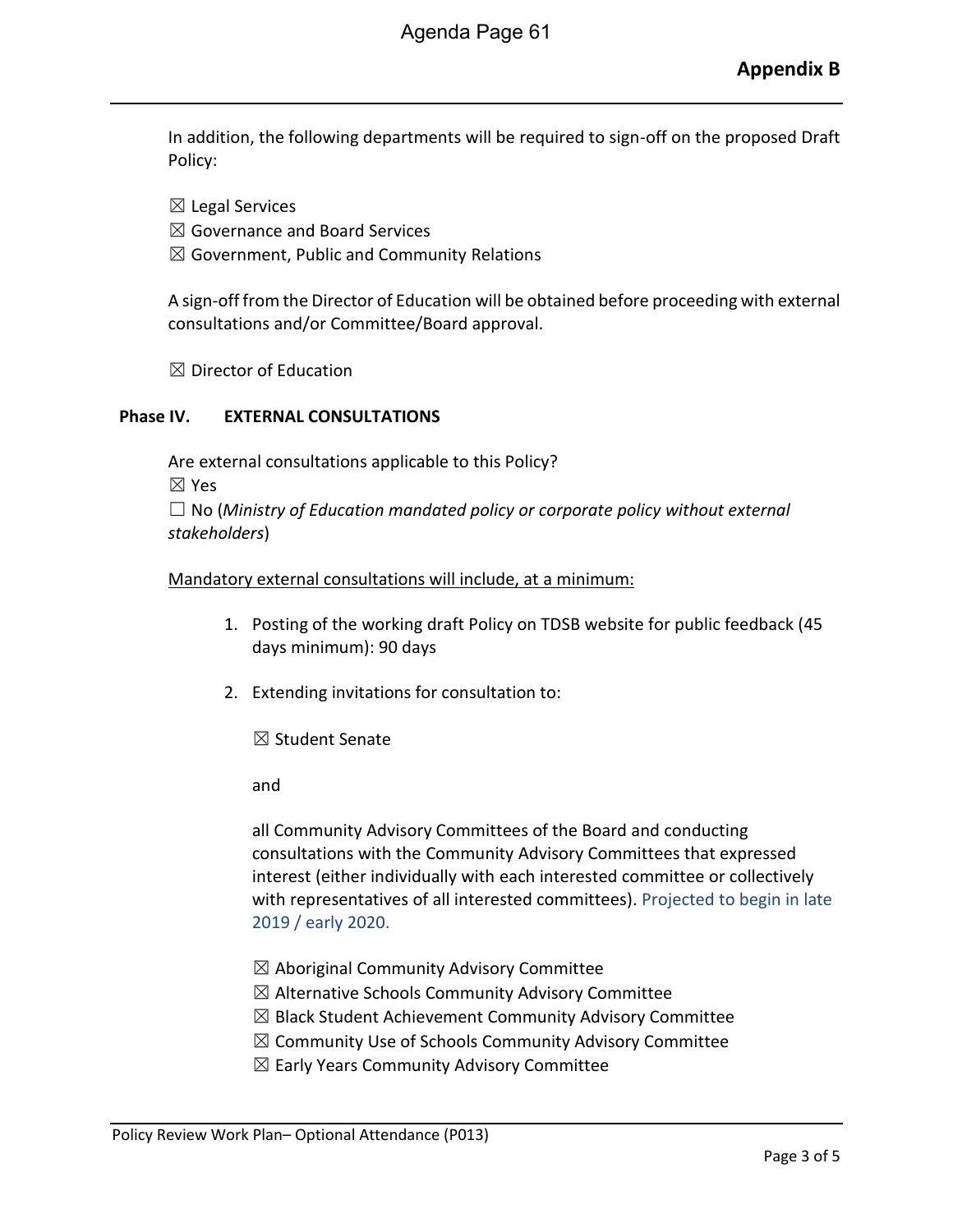In addition, the following departments will be required to sign-off on the proposed Draft Policy:

☒ Legal Services
☒ Governance and Board Services
☒ Government, Public and Community Relations

A sign-off from the Director of Education will be obtained before proceeding with external consultations and/or Committee/Board approval.

☒ Director of Education

**Phase IV. EXTERNAL CONSULTATIONS**

Are external consultations applicable to this Policy?
☒ Yes
☐ No (*Ministry of Education mandated policy or corporate policy without external stakeholders*)

Mandatory external consultations will include, at a minimum:

1. Posting of the working draft Policy on TDSB website for public feedback (45 days minimum): 90 days

2. Extending invitations for consultation to:

   ☒ Student Senate

   and

   all Community Advisory Committees of the Board and conducting consultations with the Community Advisory Committees that expressed interest (either individually with each interested committee or collectively with representatives of all interested committees). Projected to begin in late 2019 / early 2020.

   ☒ Aboriginal Community Advisory Committee
   ☒ Alternative Schools Community Advisory Committee
   ☒ Black Student Achievement Community Advisory Committee
   ☒ Community Use of Schools Community Advisory Committee
   ☒ Early Years Community Advisory Committee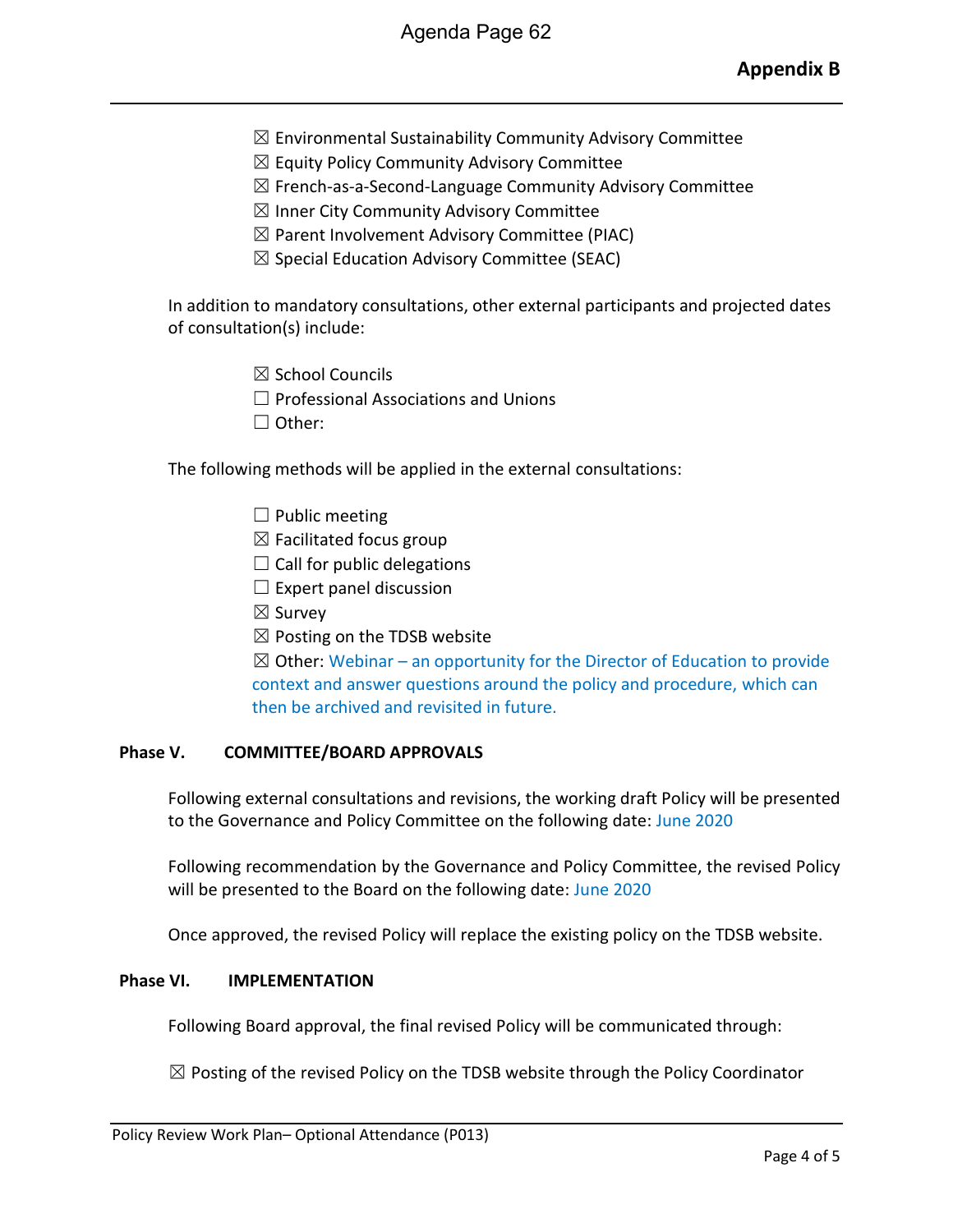☒ Environmental Sustainability Community Advisory Committee
☒ Equity Policy Community Advisory Committee
☒ French-as-a-Second-Language Community Advisory Committee
☒ Inner City Community Advisory Committee
☒ Parent Involvement Advisory Committee (PIAC)
☒ Special Education Advisory Committee (SEAC)

In addition to mandatory consultations, other external participants and projected dates of consultation(s) include:

☒ School Councils
☐ Professional Associations and Unions
☐ Other:

The following methods will be applied in the external consultations:

☐ Public meeting
☒ Facilitated focus group
☐ Call for public delegations
☐ Expert panel discussion
☒ Survey
☒ Posting on the TDSB website
☒ Other: Webinar – an opportunity for the Director of Education to provide context and answer questions around the policy and procedure, which can then be archived and revisited in future.

## Phase V. COMMITTEE/BOARD APPROVALS

Following external consultations and revisions, the working draft Policy will be presented to the Governance and Policy Committee on the following date: June 2020

Following recommendation by the Governance and Policy Committee, the revised Policy will be presented to the Board on the following date: June 2020

Once approved, the revised Policy will replace the existing policy on the TDSB website.

## Phase VI. IMPLEMENTATION

Following Board approval, the final revised Policy will be communicated through:

☒ Posting of the revised Policy on the TDSB website through the Policy Coordinator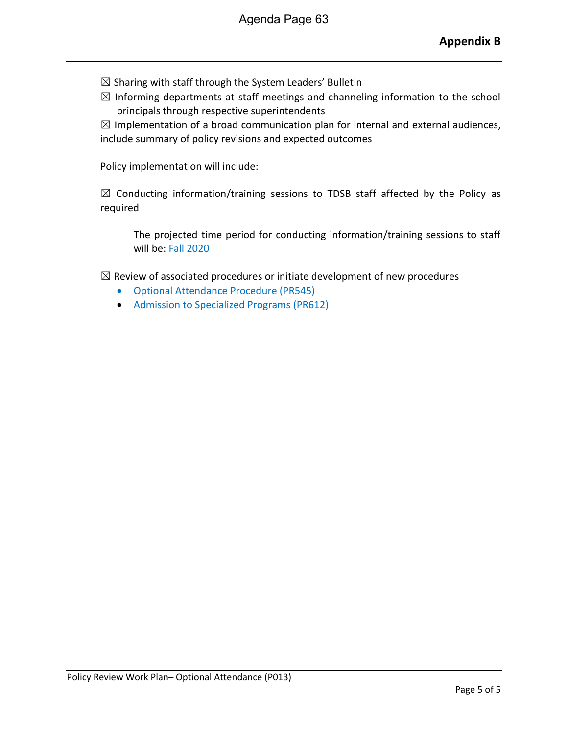☒ Sharing with staff through the System Leaders' Bulletin

☒ Informing departments at staff meetings and channeling information to the school principals through respective superintendents

☒ Implementation of a broad communication plan for internal and external audiences, include summary of policy revisions and expected outcomes

Policy implementation will include:

☒ Conducting information/training sessions to TDSB staff affected by the Policy as required

> The projected time period for conducting information/training sessions to staff will be: Fall 2020

☒ Review of associated procedures or initiate development of new procedures

- Optional Attendance Procedure (PR545)
- Admission to Specialized Programs (PR612)